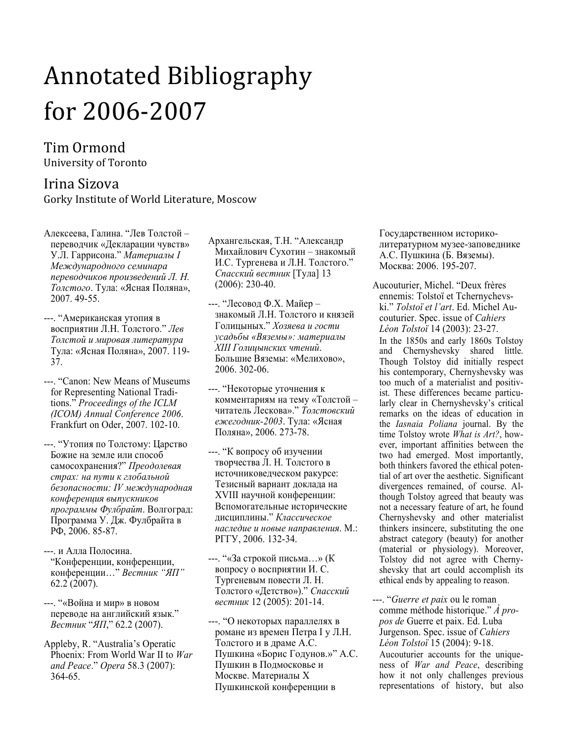# Annotated Bibliography for 2006-2007

## Tim Ormond

University of Toronto

## Irina Sizova

Gorky Institute of World Literature, Moscow

Алексеева, Галина. "Лев Толстой – переводчик «Декларации чувств» У.Л. Гаррисона." *Материалы I Международного семинара переводчиков произведений Л. Н. Толстого*. Тула: «Ясная Поляна», 2007. 49-55.

---. "Американская утопия в восприятии Л.Н. Толстого." *Лев Толстой и мировая литература* Тула: «Ясная Поляна», 2007. 119-37.

---. "Canon: New Means of Museums for Representing National Traditions." *Proceedings of the ICLM (ICOM) Annual Conference 2006*. Frankfurt on Oder, 2007. 102-10.

---. "Утопия по Толстому: Царство Божие на земле или способ самосохранения?" *Преодолевая страх: на пути к глобальной безопасности: IV международная конференция выпускников программы Фулбрайт*. Волгоград: Программа У. Дж. Фулбрайта в РФ, 2006. 85-87.

---. и Алла Полосина. "Конференции, конференции, конференции…" *Вестник "ЯП"* 62.2 (2007).

---. "«Война и мир» в новом переводе на английский язык." *Вестник* "*ЯП*," 62.2 (2007).

Appleby, R. "Australia's Operatic Phoenix: From World War II to *War and Peace*." *Opera* 58.3 (2007): 364-65.

Архангельская, Т.Н. "Александр Михайлович Сухотин – знакомый И.С. Тургенева и Л.Н. Толстого." *Спасский вестник* [Тула] 13 (2006): 230-40.

---. "Лесовод Ф.Х. Майер – знакомый Л.Н. Толстого и князей Голицыных." *Хозяева и гости усадьбы «Вяземы»: материалы XIII Голицынских чтений*. Большие Вяземы: «Мелихово», 2006. 302-06.

---. "Некоторые уточнения к комментариям на тему «Толстой – читатель Лескова»." *Толстовский ежегодник-2003*. Тула: «Ясная Поляна», 2006. 273-78.

---. "К вопросу об изучении творчества Л. Н. Толстого в источниковедческом ракурсе: Тезисный вариант доклада на XVIII научной конференции: Вспомогательные исторические дисциплины." *Классическое наследие и новые направления*. М.: РГГУ, 2006. 132-34.

---. "«За строкой письма…» (К вопросу о восприятии И. С. Тургеневым повести Л. Н. Толстого «Детство»)." *Спасский вестник* 12 (2005): 201-14.

---. "О некоторых параллелях в романе из времен Петра I у Л.Н. Толстого и в драме А.С. Пушкина «Борис Годунов.»" А.С. Пушкин в Подмосковье и Москве. Материалы X Пушкинской конференции в Государственном историко-литературном музее-заповеднике А.С. Пушкина (Б. Вяземы). Москва: 2006. 195-207.

Aucouturier, Michel. "Deux frères ennemis: Tolstoï et Tchernychevski." *Tolstoï et l'art*. Ed. Michel Aucouturier. Spec. issue of *Cahiers Léon Tolstoï* 14 (2003): 23-27.

In the 1850s and early 1860s Tolstoy and Chernyshevsky shared little. Though Tolstoy did initially respect his contemporary, Chernyshevsky was too much of a materialist and positivist. These differences became particularly clear in Chernyshevsky's critical remarks on the ideas of education in the *Iasnaia Poliana* journal. By the time Tolstoy wrote *What is Art?*, however, important affinities between the two had emerged. Most importantly, both thinkers favored the ethical potential of art over the aesthetic. Significant divergences remained, of course. Although Tolstoy agreed that beauty was not a necessary feature of art, he found Chernyshevsky and other materialist thinkers insincere, substituting the one abstract category (beauty) for another (material or physiology). Moreover, Tolstoy did not agree with Chernyshevsky that art could accomplish its ethical ends by appealing to reason.

---. "*Guerre et paix* ou le roman comme méthode historique." *À propos de* Guerre et paix. Ed. Luba Jurgenson. Spec. issue of *Cahiers Léon Tolstoï* 15 (2004): 9-18.

Aucouturier accounts for the uniqueness of *War and Peace*, describing how it not only challenges previous representations of history, but also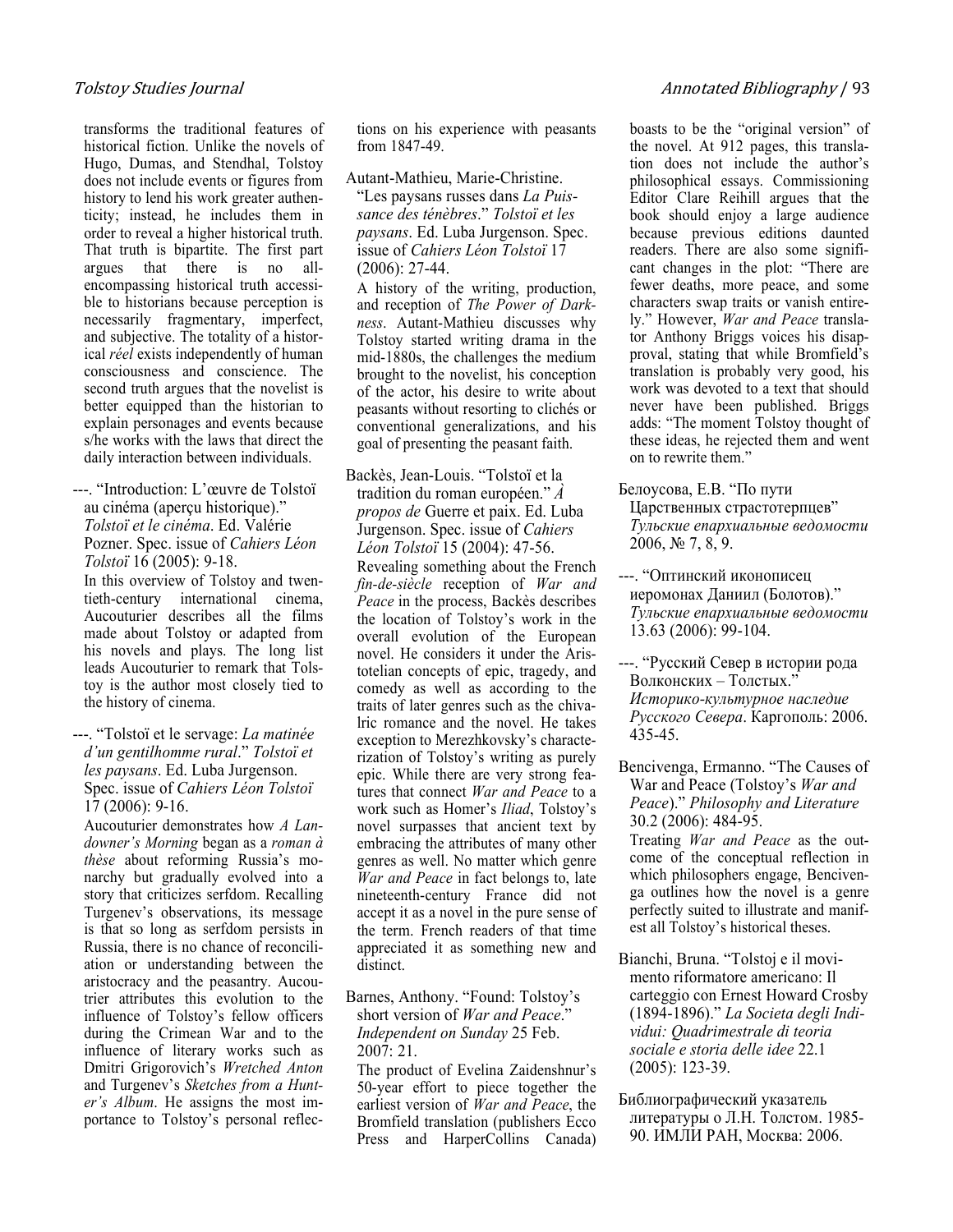transforms the traditional features of historical fiction. Unlike the novels of Hugo, Dumas, and Stendhal, Tolstoy does not include events or figures from history to lend his work greater authenticity; instead, he includes them in order to reveal a higher historical truth. That truth is bipartite. The first part argues that there is no all-encompassing historical truth accessible to historians because perception is necessarily fragmentary, imperfect, and subjective. The totality of a historical *réel* exists independently of human consciousness and conscience. The second truth argues that the novelist is better equipped than the historian to explain personages and events because s/he works with the laws that direct the daily interaction between individuals.

---. "Introduction: L'œuvre de Tolstoï au cinéma (aperçu historique)." *Tolstoï et le cinéma*. Ed. Valérie Pozner. Spec. issue of *Cahiers Léon Tolstoï* 16 (2005): 9-18.
In this overview of Tolstoy and twentieth-century international cinema, Aucouturier describes all the films made about Tolstoy or adapted from his novels and plays. The long list leads Aucouturier to remark that Tolstoy is the author most closely tied to the history of cinema.

---. "Tolstoï et le servage: *La matinée d'un gentilhomme rural*." *Tolstoï et les paysans*. Ed. Luba Jurgenson. Spec. issue of *Cahiers Léon Tolstoï* 17 (2006): 9-16.
Aucouturier demonstrates how *A Landowner's Morning* began as a *roman à thèse* about reforming Russia's monarchy but gradually evolved into a story that criticizes serfdom. Recalling Turgenev's observations, its message is that so long as serfdom persists in Russia, there is no chance of reconciliation or understanding between the aristocracy and the peasantry. Aucouturier attributes this evolution to the influence of Tolstoy's fellow officers during the Crimean War and to the influence of literary works such as Dmitri Grigorovich's *Wretched Anton* and Turgenev's *Sketches from a Hunter's Album*. He assigns the most importance to Tolstoy's personal reflections on his experience with peasants from 1847-49.

Autant-Mathieu, Marie-Christine. "Les paysans russes dans *La Puissance des ténèbres*." *Tolstoï et les paysans*. Ed. Luba Jurgenson. Spec. issue of *Cahiers Léon Tolstoï* 17 (2006): 27-44.
A history of the writing, production, and reception of *The Power of Darkness*. Autant-Mathieu discusses why Tolstoy started writing drama in the mid-1880s, the challenges the medium brought to the novelist, his conception of the actor, his desire to write about peasants without resorting to clichés or conventional generalizations, and his goal of presenting the peasant faith.

Backès, Jean-Louis. "Tolstoï et la tradition du roman européen." *À propos de* Guerre et paix. Ed. Luba Jurgenson. Spec. issue of *Cahiers Léon Tolstoï* 15 (2004): 47-56.
Revealing something about the French *fin-de-siècle* reception of *War and Peace* in the process, Backès describes the location of Tolstoy's work in the overall evolution of the European novel. He considers it under the Aristotelian concepts of epic, tragedy, and comedy as well as according to the traits of later genres such as the chivalric romance and the novel. He takes exception to Merezhkovsky's characterization of Tolstoy's writing as purely epic. While there are very strong features that connect *War and Peace* to a work such as Homer's *Iliad*, Tolstoy's novel surpasses that ancient text by embracing the attributes of many other genres as well. No matter which genre *War and Peace* in fact belongs to, late nineteenth-century France did not accept it as a novel in the pure sense of the term. French readers of that time appreciated it as something new and distinct.

Barnes, Anthony. "Found: Tolstoy's short version of *War and Peace*." *Independent on Sunday* 25 Feb. 2007: 21.
The product of Evelina Zaidenshnur's 50-year effort to piece together the earliest version of *War and Peace*, the Bromfield translation (publishers Ecco Press and HarperCollins Canada) boasts to be the "original version" of the novel. At 912 pages, this translation does not include the author's philosophical essays. Commissioning Editor Clare Reihill argues that the book should enjoy a large audience because previous editions daunted readers. There are also some significant changes in the plot: "There are fewer deaths, more peace, and some characters swap traits or vanish entirely." However, *War and Peace* translator Anthony Briggs voices his disapproval, stating that while Bromfield's translation is probably very good, his work was devoted to a text that should never have been published. Briggs adds: "The moment Tolstoy thought of these ideas, he rejected them and went on to rewrite them."

Белоусова, Е.В. "По пути Царственных страстотерпцев" *Тульские епархиальные ведомости* 2006, № 7, 8, 9.

---. "Оптинский иконописец иеромонах Даниил (Болотов)." *Тульские епархиальные ведомости* 13.63 (2006): 99-104.

---. "Русский Север в истории рода Волконских – Толстых." *Историко-культурное наследие Русского Севера*. Каргополь: 2006. 435-45.

Bencivenga, Ermanno. "The Causes of War and Peace (Tolstoy's *War and Peace*)." *Philosophy and Literature* 30.2 (2006): 484-95.
Treating *War and Peace* as the outcome of the conceptual reflection in which philosophers engage, Bencivenga outlines how the novel is a genre perfectly suited to illustrate and manifest all Tolstoy's historical theses.

Bianchi, Bruna. "Tolstoj e il movimento riformatore americano: Il carteggio con Ernest Howard Crosby (1894-1896)." *La Societa degli Individui: Quadrimestrale di teoria sociale e storia delle idee* 22.1 (2005): 123-39.

Библиографический указатель литературы о Л.Н. Толстом. 1985-90. ИМЛИ РАН, Москва: 2006.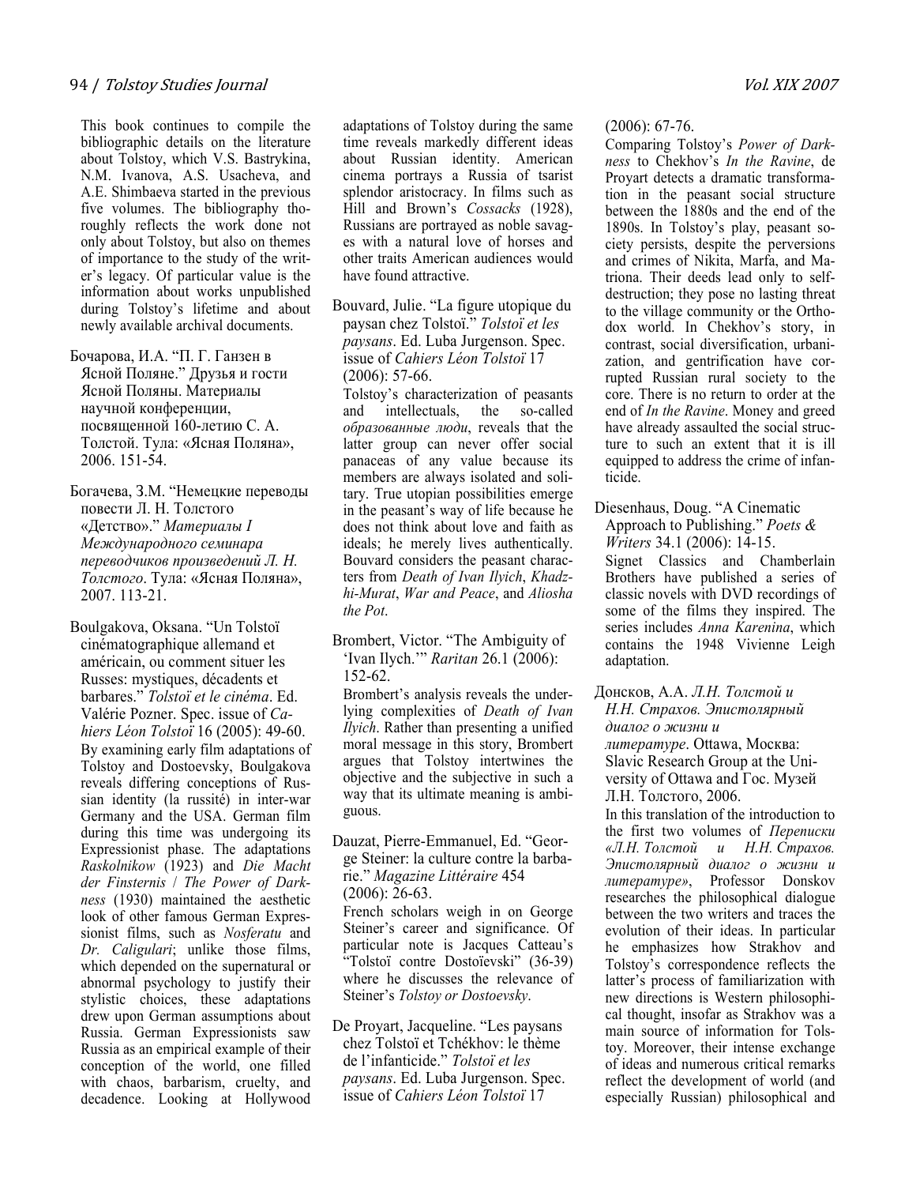This book continues to compile the bibliographic details on the literature about Tolstoy, which V.S. Bastrykina, N.M. Ivanova, A.S. Usacheva, and A.E. Shimbaeva started in the previous five volumes. The bibliography thoroughly reflects the work done not only about Tolstoy, but also on themes of importance to the study of the writer's legacy. Of particular value is the information about works unpublished during Tolstoy's lifetime and about newly available archival documents.

Бочарова, И.А. "П. Г. Ганзен в Ясной Поляне." Друзья и гости Ясной Поляны. Материалы научной конференции, посвященной 160-летию С. А. Толстой. Тула: «Ясная Поляна», 2006. 151-54.

Богачева, З.М. "Немецкие переводы повести Л. Н. Толстого «Детство»." *Материалы I Международного семинара переводчиков произведений Л. Н. Толстого*. Тула: «Ясная Поляна», 2007. 113-21.

Boulgakova, Oksana. "Un Tolstoï cinématographique allemand et américain, ou comment situer les Russes: mystiques, décadents et barbares." *Tolstoï et le cinéma*. Ed. Valérie Pozner. Spec. issue of *Cahiers Léon Tolstoï* 16 (2005): 49-60.
By examining early film adaptations of Tolstoy and Dostoevsky, Boulgakova reveals differing conceptions of Russian identity (la russité) in inter-war Germany and the USA. German film during this time was undergoing its Expressionist phase. The adaptations *Raskolnikow* (1923) and *Die Macht der Finsternis* / *The Power of Darkness* (1930) maintained the aesthetic look of other famous German Expressionist films, such as *Nosferatu* and *Dr. Caligulari*; unlike those films, which depended on the supernatural or abnormal psychology to justify their stylistic choices, these adaptations drew upon German assumptions about Russia. German Expressionists saw Russia as an empirical example of their conception of the world, one filled with chaos, barbarism, cruelty, and decadence. Looking at Hollywood adaptations of Tolstoy during the same time reveals markedly different ideas about Russian identity. American cinema portrays a Russia of tsarist splendor aristocracy. In films such as Hill and Brown's *Cossacks* (1928), Russians are portrayed as noble savages with a natural love of horses and other traits American audiences would have found attractive.

Bouvard, Julie. "La figure utopique du paysan chez Tolstoï." *Tolstoï et les paysans*. Ed. Luba Jurgenson. Spec. issue of *Cahiers Léon Tolstoï* 17 (2006): 57-66.
Tolstoy's characterization of peasants and intellectuals, the so-called *образованные люди*, reveals that the latter group can never offer social panaceas of any value because its members are always isolated and solitary. True utopian possibilities emerge in the peasant's way of life because he does not think about love and faith as ideals; he merely lives authentically. Bouvard considers the peasant characters from *Death of Ivan Ilyich*, *Khadzhi-Murat*, *War and Peace*, and *Aliosha the Pot*.

Brombert, Victor. "The Ambiguity of 'Ivan Ilych.'" *Raritan* 26.1 (2006): 152-62.
Brombert's analysis reveals the underlying complexities of *Death of Ivan Ilyich*. Rather than presenting a unified moral message in this story, Brombert argues that Tolstoy intertwines the objective and the subjective in such a way that its ultimate meaning is ambiguous.

Dauzat, Pierre-Emmanuel, Ed. "George Steiner: la culture contre la barbarie." *Magazine Littéraire* 454 (2006): 26-63.
French scholars weigh in on George Steiner's career and significance. Of particular note is Jacques Catteau's "Tolstoï contre Dostoïevski" (36-39) where he discusses the relevance of Steiner's *Tolstoy or Dostoevsky*.

De Proyart, Jacqueline. "Les paysans chez Tolstoï et Tchékhov: le thème de l'infanticide." *Tolstoï et les paysans*. Ed. Luba Jurgenson. Spec. issue of *Cahiers Léon Tolstoï* 17 (2006): 67-76.
Comparing Tolstoy's *Power of Darkness* to Chekhov's *In the Ravine*, de Proyart detects a dramatic transformation in the peasant social structure between the 1880s and the end of the 1890s. In Tolstoy's play, peasant society persists, despite the perversions and crimes of Nikita, Marfa, and Matriona. Their deeds lead only to self-destruction; they pose no lasting threat to the village community or the Orthodox world. In Chekhov's story, in contrast, social diversification, urbanization, and gentrification have corrupted Russian rural society to the core. There is no return to order at the end of *In the Ravine*. Money and greed have already assaulted the social structure to such an extent that it is ill equipped to address the crime of infanticide.

Diesenhaus, Doug. "A Cinematic Approach to Publishing." *Poets & Writers* 34.1 (2006): 14-15.
Signet Classics and Chamberlain Brothers have published a series of classic novels with DVD recordings of some of the films they inspired. The series includes *Anna Karenina*, which contains the 1948 Vivienne Leigh adaptation.

Донсков, А.А. *Л.Н. Толстой и Н.Н. Страхов. Эпистолярный диалог о жизни и литературе*. Ottawa, Москва: Slavic Research Group at the University of Ottawa and Гос. Музей Л.Н. Толстого, 2006.
In this translation of the introduction to the first two volumes of *Переписки «Л.Н. Толстой и Н.Н. Страхов. Эпистолярный диалог о жизни и литературе»*, Professor Donskov researches the philosophical dialogue between the two writers and traces the evolution of their ideas. In particular he emphasizes how Strakhov and Tolstoy's correspondence reflects the latter's process of familiarization with new directions is Western philosophical thought, insofar as Strakhov was a main source of information for Tolstoy. Moreover, their intense exchange of ideas and numerous critical remarks reflect the development of world (and especially Russian) philosophical and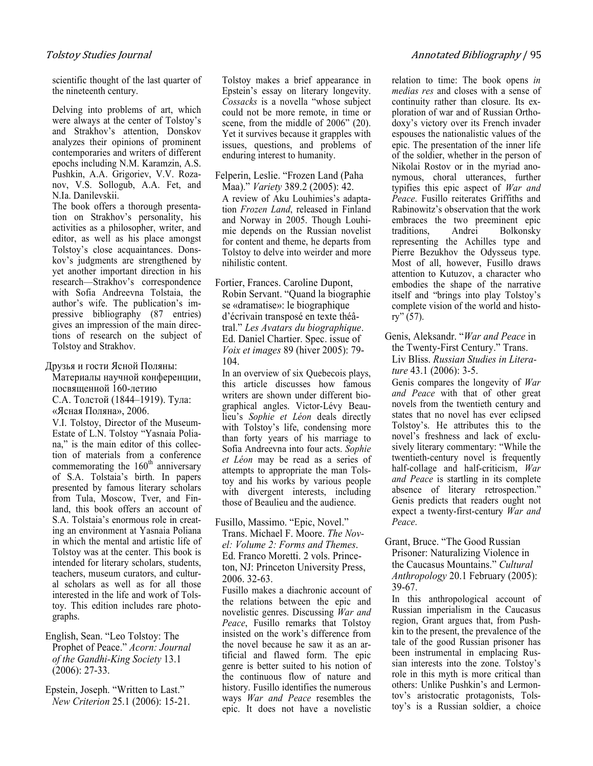scientific thought of the last quarter of the nineteenth century.

Delving into problems of art, which were always at the center of Tolstoy's and Strakhov's attention, Donskov analyzes their opinions of prominent contemporaries and writers of different epochs including N.M. Karamzin, A.S. Pushkin, A.A. Grigoriev, V.V. Rozanov, V.S. Sollogub, A.A. Fet, and N.Ia. Danilevskii.
The book offers a thorough presentation on Strakhov's personality, his activities as a philosopher, writer, and editor, as well as his place amongst Tolstoy's close acquaintances. Donskov's judgments are strengthened by yet another important direction in his research—Strakhov's correspondence with Sofia Andreevna Tolstaia, the author's wife. The publication's impressive bibliography (87 entries) gives an impression of the main directions of research on the subject of Tolstoy and Strakhov.

Друзья и гости Ясной Поляны: Материалы научной конференции, посвященной 160-летию С.А. Толстой (1844–1919). Тула: «Ясная Поляна», 2006.
V.I. Tolstoy, Director of the Museum-Estate of L.N. Tolstoy "Yasnaia Poliana," is the main editor of this collection of materials from a conference commemorating the 160th anniversary of S.A. Tolstaia's birth. In papers presented by famous literary scholars from Tula, Moscow, Tver, and Finland, this book offers an account of S.A. Tolstaia's enormous role in creating an environment at Yasnaia Poliana in which the mental and artistic life of Tolstoy was at the center. This book is intended for literary scholars, students, teachers, museum curators, and cultural scholars as well as for all those interested in the life and work of Tolstoy. This edition includes rare photographs.

English, Sean. "Leo Tolstoy: The Prophet of Peace." *Acorn: Journal of the Gandhi-King Society* 13.1 (2006): 27-33.

Epstein, Joseph. "Written to Last." *New Criterion* 25.1 (2006): 15-21.
Tolstoy makes a brief appearance in Epstein's essay on literary longevity. *Cossacks* is a novella "whose subject could not be more remote, in time or scene, from the middle of 2006" (20). Yet it survives because it grapples with issues, questions, and problems of enduring interest to humanity.

Felperin, Leslie. "Frozen Land (Paha Maa)." *Variety* 389.2 (2005): 42.
A review of Aku Louhimies's adaptation *Frozen Land*, released in Finland and Norway in 2005. Though Louhimie depends on the Russian novelist for content and theme, he departs from Tolstoy to delve into weirder and more nihilistic content.

Fortier, Frances. Caroline Dupont, Robin Servant. "Quand la biographie se «dramatise»: le biographique d'écrivain transposé en texte théâtral." *Les Avatars du biographique*. Ed. Daniel Chartier. Spec. issue of *Voix et images* 89 (hiver 2005): 79-104.
In an overview of six Quebecois plays, this article discusses how famous writers are shown under different biographical angles. Victor-Lévy Beaulieu's *Sophie et Léon* deals directly with Tolstoy's life, condensing more than forty years of his marriage to Sofia Andreevna into four acts. *Sophie et Léon* may be read as a series of attempts to appropriate the man Tolstoy and his works by various people with divergent interests, including those of Beaulieu and the audience.

Fusillo, Massimo. "Epic, Novel." Trans. Michael F. Moore. *The Novel: Volume 2: Forms and Themes*. Ed. Franco Moretti. 2 vols. Princeton, NJ: Princeton University Press, 2006. 32-63.
Fusillo makes a diachronic account of the relations between the epic and novelistic genres. Discussing *War and Peace*, Fusillo remarks that Tolstoy insisted on the work's difference from the novel because he saw it as an artificial and flawed form. The epic genre is better suited to his notion of the continuous flow of nature and history. Fusillo identifies the numerous ways *War and Peace* resembles the epic. It does not have a novelistic relation to time: The book opens *in medias res* and closes with a sense of continuity rather than closure. Its exploration of war and of Russian Orthodoxy's victory over its French invader espouses the nationalistic values of the epic. The presentation of the inner life of the soldier, whether in the person of Nikolai Rostov or in the myriad anonymous, choral utterances, further typifies this epic aspect of *War and Peace*. Fusillo reiterates Griffiths and Rabinowitz's observation that the work embraces the two preeminent epic traditions, Andrei Bolkonsky representing the Achilles type and Pierre Bezukhov the Odysseus type. Most of all, however, Fusillo draws attention to Kutuzov, a character who embodies the shape of the narrative itself and "brings into play Tolstoy's complete vision of the world and history" (57).

Genis, Aleksandr. "*War and Peace* in the Twenty-First Century." Trans. Liv Bliss. *Russian Studies in Literature* 43.1 (2006): 3-5.
Genis compares the longevity of *War and Peace* with that of other great novels from the twentieth century and states that no novel has ever eclipsed Tolstoy's. He attributes this to the novel's freshness and lack of exclusively literary commentary: "While the twentieth-century novel is frequently half-collage and half-criticism, *War and Peace* is startling in its complete absence of literary retrospection." Genis predicts that readers ought not expect a twenty-first-century *War and Peace*.

Grant, Bruce. "The Good Russian Prisoner: Naturalizing Violence in the Caucasus Mountains." *Cultural Anthropology* 20.1 February (2005): 39-67.
In this anthropological account of Russian imperialism in the Caucasus region, Grant argues that, from Pushkin to the present, the prevalence of the tale of the good Russian prisoner has been instrumental in emplacing Russian interests into the zone. Tolstoy's role in this myth is more critical than others: Unlike Pushkin's and Lermontov's aristocratic protagonists, Tolstoy's is a Russian soldier, a choice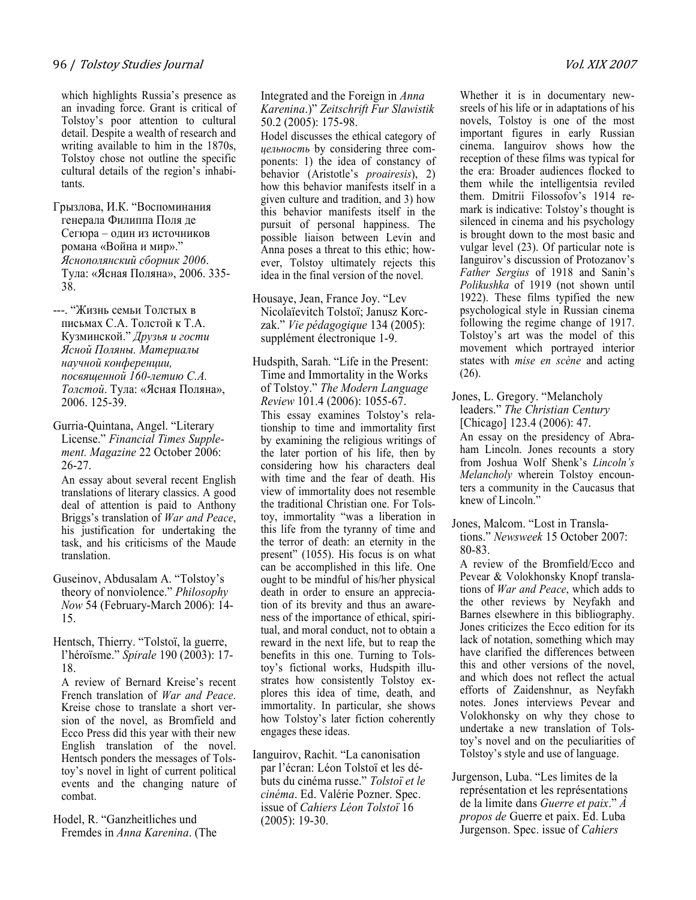which highlights Russia's presence as an invading force. Grant is critical of Tolstoy's poor attention to cultural detail. Despite a wealth of research and writing available to him in the 1870s, Tolstoy chose not outline the specific cultural details of the region's inhabitants.

Грызлова, И.К. "Воспоминания генерала Филиппа Поля де Сегюра – один из источников романа «Война и мир»." *Яснополянский сборник 2006*. Тула: «Ясная Поляна», 2006. 335-38.

---. "Жизнь семьи Толстых в письмах С.А. Толстой к Т.А. Кузминской." *Друзья и гости Ясной Поляны. Материалы научной конференции, посвященной 160-летию С.А. Толстой*. Тула: «Ясная Поляна», 2006. 125-39.

Gurria-Quintana, Angel. "Literary License." *Financial Times Supplement. Magazine* 22 October 2006: 26-27.

An essay about several recent English translations of literary classics. A good deal of attention is paid to Anthony Briggs's translation of *War and Peace*, his justification for undertaking the task, and his criticisms of the Maude translation.

Guseinov, Abdusalam A. "Tolstoy's theory of nonviolence." *Philosophy Now* 54 (February-March 2006): 14-15.

Hentsch, Thierry. "Tolstoï, la guerre, l'héroïsme." *Spirale* 190 (2003): 17-18.

A review of Bernard Kreise's recent French translation of *War and Peace*. Kreise chose to translate a short version of the novel, as Bromfield and Ecco Press did this year with their new English translation of the novel. Hentsch ponders the messages of Tolstoy's novel in light of current political events and the changing nature of combat.

Hodel, R. "Ganzheitliches und Fremdes in *Anna Karenina*. (The Integrated and the Foreign in *Anna Karenina*.)" *Zeitschrift Fur Slawistik* 50.2 (2005): 175-98.

Hodel discusses the ethical category of *цельность* by considering three components: 1) the idea of constancy of behavior (Aristotle's *proairesis*), 2) how this behavior manifests itself in a given culture and tradition, and 3) how this behavior manifests itself in the pursuit of personal happiness. The possible liaison between Levin and Anna poses a threat to this ethic; however, Tolstoy ultimately rejects this idea in the final version of the novel.

Housaye, Jean, France Joy. "Lev Nicolaïevitch Tolstoï; Janusz Korczak." *Vie pédagogique* 134 (2005): supplément électronique 1-9.

Hudspith, Sarah. "Life in the Present: Time and Immortality in the Works of Tolstoy." *The Modern Language Review* 101.4 (2006): 1055-67.

This essay examines Tolstoy's relationship to time and immortality first by examining the religious writings of the later portion of his life, then by considering how his characters deal with time and the fear of death. His view of immortality does not resemble the traditional Christian one. For Tolstoy, immortality "was a liberation in this life from the tyranny of time and the terror of death: an eternity in the present" (1055). His focus is on what can be accomplished in this life. One ought to be mindful of his/her physical death in order to ensure an appreciation of its brevity and thus an awareness of the importance of ethical, spiritual, and moral conduct, not to obtain a reward in the next life, but to reap the benefits in this one. Turning to Tolstoy's fictional works, Hudspith illustrates how consistently Tolstoy explores this idea of time, death, and immortality. In particular, she shows how Tolstoy's later fiction coherently engages these ideas.

Ianguirov, Rachit. "La canonisation par l'écran: Léon Tolstoï et les débuts du cinéma russe." *Tolstoï et le cinéma*. Ed. Valérie Pozner. Spec. issue of *Cahiers Léon Tolstoï* 16 (2005): 19-30.

Whether it is in documentary newsreels of his life or in adaptations of his novels, Tolstoy is one of the most important figures in early Russian cinema. Ianguirov shows how the reception of these films was typical for the era: Broader audiences flocked to them while the intelligentsia reviled them. Dmitrii Filossofov's 1914 remark is indicative: Tolstoy's thought is silenced in cinema and his psychology is brought down to the most basic and vulgar level (23). Of particular note is Ianguirov's discussion of Protozanov's *Father Sergius* of 1918 and Sanin's *Polikushka* of 1919 (not shown until 1922). These films typified the new psychological style in Russian cinema following the regime change of 1917. Tolstoy's art was the model of this movement which portrayed interior states with *mise en scène* and acting (26).

Jones, L. Gregory. "Melancholy leaders." *The Christian Century* [Chicago] 123.4 (2006): 47.

An essay on the presidency of Abraham Lincoln. Jones recounts a story from Joshua Wolf Shenk's *Lincoln's Melancholy* wherein Tolstoy encounters a community in the Caucasus that knew of Lincoln."

Jones, Malcom. "Lost in Translations." *Newsweek* 15 October 2007: 80-83.

A review of the Bromfield/Ecco and Pevear & Volokhonsky Knopf translations of *War and Peace*, which adds to the other reviews by Neyfakh and Barnes elsewhere in this bibliography. Jones criticizes the Ecco edition for its lack of notation, something which may have clarified the differences between this and other versions of the novel, and which does not reflect the actual efforts of Zaidenshnur, as Neyfakh notes. Jones interviews Pevear and Volokhonsky on why they chose to undertake a new translation of Tolstoy's novel and on the peculiarities of Tolstoy's style and use of language.

Jurgenson, Luba. "Les limites de la représentation et les représentations de la limite dans *Guerre et paix*." *À propos de* Guerre et paix. Ed. Luba Jurgenson. Spec. issue of *Cahiers*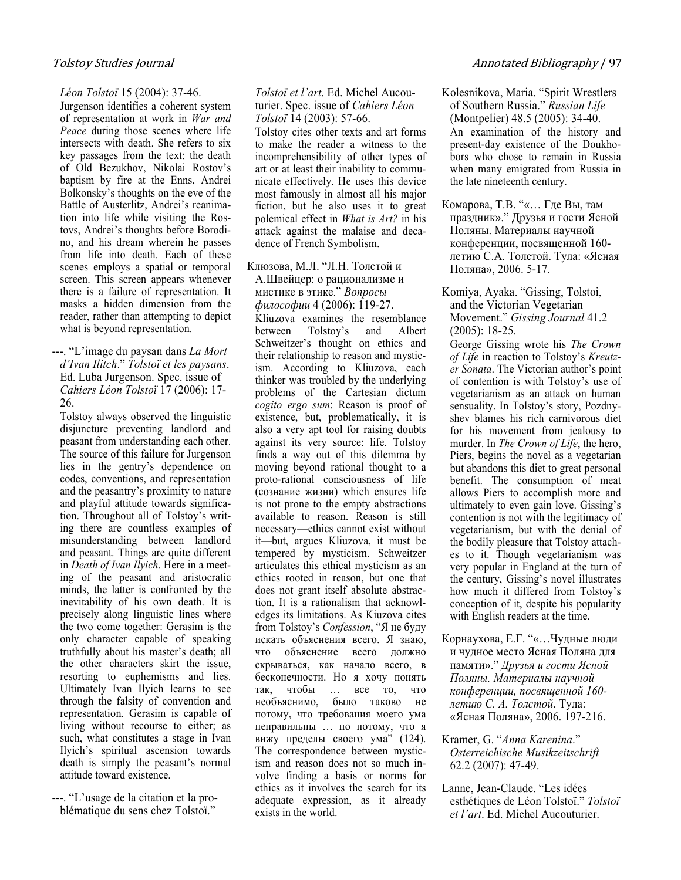*Léon Tolstoï* 15 (2004): 37-46.

Jurgenson identifies a coherent system of representation at work in *War and Peace* during those scenes where life intersects with death. She refers to six key passages from the text: the death of Old Bezukhov, Nikolai Rostov's baptism by fire at the Enns, Andrei Bolkonsky's thoughts on the eve of the Battle of Austerlitz, Andrei's reanimation into life while visiting the Rostovs, Andrei's thoughts before Borodino, and his dream wherein he passes from life into death. Each of these scenes employs a spatial or temporal screen. This screen appears whenever there is a failure of representation. It masks a hidden dimension from the reader, rather than attempting to depict what is beyond representation.

---. "L'image du paysan dans *La Mort d'Ivan Ilitch*." *Tolstoï et les paysans*. Ed. Luba Jurgenson. Spec. issue of *Cahiers Léon Tolstoï* 17 (2006): 17-26.

Tolstoy always observed the linguistic disjuncture preventing landlord and peasant from understanding each other. The source of this failure for Jurgenson lies in the gentry's dependence on codes, conventions, and representation and the peasantry's proximity to nature and playful attitude towards signification. Throughout all of Tolstoy's writing there are countless examples of misunderstanding between landlord and peasant. Things are quite different in *Death of Ivan Ilyich*. Here in a meeting of the peasant and aristocratic minds, the latter is confronted by the inevitability of his own death. It is precisely along linguistic lines where the two come together: Gerasim is the only character capable of speaking truthfully about his master's death; all the other characters skirt the issue, resorting to euphemisms and lies. Ultimately Ivan Ilyich learns to see through the falsity of convention and representation. Gerasim is capable of living without recourse to either; as such, what constitutes a stage in Ivan Ilyich's spiritual ascension towards death is simply the peasant's normal attitude toward existence.

---. "L'usage de la citation et la problématique du sens chez Tolstoï." *Tolstoï et l'art*. Ed. Michel Aucouturier. Spec. issue of *Cahiers Léon Tolstoï* 14 (2003): 57-66.

Tolstoy cites other texts and art forms to make the reader a witness to the incomprehensibility of other types of art or at least their inability to communicate effectively. He uses this device most famously in almost all his major fiction, but he also uses it to great polemical effect in *What is Art?* in his attack against the malaise and decadence of French Symbolism.

Клюзова, М.Л. "Л.Н. Толстой и А.Швейцер: о рационализме и мистике в этике." *Вопросы философии* 4 (2006): 119-27.

Kliuzova examines the resemblance between Tolstoy's and Albert Schweitzer's thought on ethics and their relationship to reason and mysticism. According to Kliuzova, each thinker was troubled by the underlying problems of the Cartesian dictum *cogito ergo sum*: Reason is proof of existence, but, problematically, it is also a very apt tool for raising doubts against its very source: life. Tolstoy finds a way out of this dilemma by moving beyond rational thought to a proto-rational consciousness of life (сознание жизни) which ensures life is not prone to the empty abstractions available to reason. Reason is still necessary—ethics cannot exist without it—but, argues Kliuzova, it must be tempered by mysticism. Schweitzer articulates this ethical mysticism as an ethics rooted in reason, but one that does not grant itself absolute abstraction. It is a rationalism that acknowledges its limitations. As Kiuzova cites from Tolstoy's *Confession*, "Я не буду искать объяснения всего. Я знаю, что объяснение всего должно скрываться, как начало всего, в бесконечности. Но я хочу понять так, чтобы … все то, что необъяснимо, было таково не потому, что требования моего ума неправильны … но потому, что я вижу пределы своего ума" (124). The correspondence between mysticism and reason does not so much involve finding a basis or norms for ethics as it involves the search for its adequate expression, as it already exists in the world.

Kolesnikova, Maria. "Spirit Wrestlers of Southern Russia." *Russian Life* (Montpelier) 48.5 (2005): 34-40.

An examination of the history and present-day existence of the Doukhobors who chose to remain in Russia when many emigrated from Russia in the late nineteenth century.

Комарова, Т.В. "«… Где Вы, там праздник»." Друзья и гости Ясной Поляны. Материалы научной конференции, посвященной 160-летию С.А. Толстой. Тула: «Ясная Поляна», 2006. 5-17.

Komiya, Ayaka. "Gissing, Tolstoi, and the Victorian Vegetarian Movement." *Gissing Journal* 41.2 (2005): 18-25.

George Gissing wrote his *The Crown of Life* in reaction to Tolstoy's *Kreutzer Sonata*. The Victorian author's point of contention is with Tolstoy's use of vegetarianism as an attack on human sensuality. In Tolstoy's story, Pozdnyshev blames his rich carnivorous diet for his movement from jealousy to murder. In *The Crown of Life*, the hero, Piers, begins the novel as a vegetarian but abandons this diet to great personal benefit. The consumption of meat allows Piers to accomplish more and ultimately to even gain love. Gissing's contention is not with the legitimacy of vegetarianism, but with the denial of the bodily pleasure that Tolstoy attaches to it. Though vegetarianism was very popular in England at the turn of the century, Gissing's novel illustrates how much it differed from Tolstoy's conception of it, despite his popularity with English readers at the time.

Корнаухова, Е.Г. "«…Чудные люди и чудное место Ясная Поляна для памяти»." *Друзья и гости Ясной Поляны. Материалы научной конференции, посвященной 160-летию С. А. Толстой*. Тула: «Ясная Поляна», 2006. 197-216.

Kramer, G. "*Anna Karenina*." *Osterreichische Musikzeitschrift* 62.2 (2007): 47-49.

Lanne, Jean-Claude. "Les idées esthétiques de Léon Tolstoï." *Tolstoï et l'art*. Ed. Michel Aucouturier.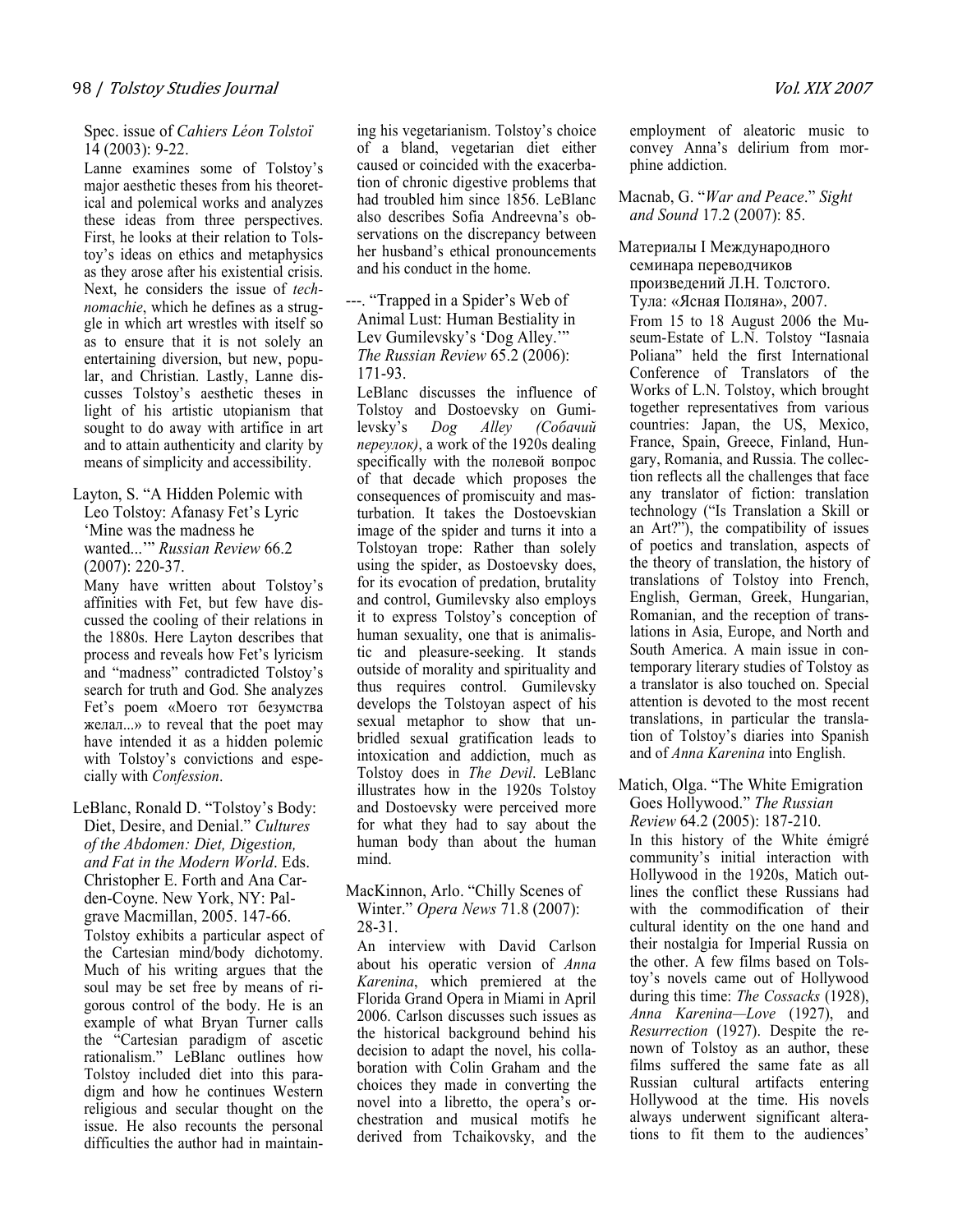Spec. issue of *Cahiers Léon Tolstoï* 14 (2003): 9-22.

Lanne examines some of Tolstoy's major aesthetic theses from his theoretical and polemical works and analyzes these ideas from three perspectives. First, he looks at their relation to Tolstoy's ideas on ethics and metaphysics as they arose after his existential crisis. Next, he considers the issue of *technomachie*, which he defines as a struggle in which art wrestles with itself so as to ensure that it is not solely an entertaining diversion, but new, popular, and Christian. Lastly, Lanne discusses Tolstoy's aesthetic theses in light of his artistic utopianism that sought to do away with artifice in art and to attain authenticity and clarity by means of simplicity and accessibility.

Layton, S. "A Hidden Polemic with Leo Tolstoy: Afanasy Fet's Lyric 'Mine was the madness he wanted...'" *Russian Review* 66.2 (2007): 220-37.

Many have written about Tolstoy's affinities with Fet, but few have discussed the cooling of their relations in the 1880s. Here Layton describes that process and reveals how Fet's lyricism and "madness" contradicted Tolstoy's search for truth and God. She analyzes Fet's poem «Моего тот безумства желал...» to reveal that the poet may have intended it as a hidden polemic with Tolstoy's convictions and especially with *Confession*.

LeBlanc, Ronald D. "Tolstoy's Body: Diet, Desire, and Denial." *Cultures of the Abdomen: Diet, Digestion, and Fat in the Modern World*. Eds. Christopher E. Forth and Ana Carden-Coyne. New York, NY: Palgrave Macmillan, 2005. 147-66.

Tolstoy exhibits a particular aspect of the Cartesian mind/body dichotomy. Much of his writing argues that the soul may be set free by means of rigorous control of the body. He is an example of what Bryan Turner calls the "Cartesian paradigm of ascetic rationalism." LeBlanc outlines how Tolstoy included diet into this paradigm and how he continues Western religious and secular thought on the issue. He also recounts the personal difficulties the author had in maintaining his vegetarianism. Tolstoy's choice of a bland, vegetarian diet either caused or coincided with the exacerbation of chronic digestive problems that had troubled him since 1856. LeBlanc also describes Sofia Andreevna's observations on the discrepancy between her husband's ethical pronouncements and his conduct in the home.

---. "Trapped in a Spider's Web of Animal Lust: Human Bestiality in Lev Gumilevsky's 'Dog Alley.'" *The Russian Review* 65.2 (2006): 171-93.

LeBlanc discusses the influence of Tolstoy and Dostoevsky on Gumilevsky's *Dog Alley (Собачий переулок)*, a work of the 1920s dealing specifically with the полевой вопрос of that decade which proposes the consequences of promiscuity and masturbation. It takes the Dostoevskian image of the spider and turns it into a Tolstoyan trope: Rather than solely using the spider, as Dostoevsky does, for its evocation of predation, brutality and control, Gumilevsky also employs it to express Tolstoy's conception of human sexuality, one that is animalistic and pleasure-seeking. It stands outside of morality and spirituality and thus requires control. Gumilevsky develops the Tolstoyan aspect of his sexual metaphor to show that unbridled sexual gratification leads to intoxication and addiction, much as Tolstoy does in *The Devil*. LeBlanc illustrates how in the 1920s Tolstoy and Dostoevsky were perceived more for what they had to say about the human body than about the human mind.

MacKinnon, Arlo. "Chilly Scenes of Winter." *Opera News* 71.8 (2007): 28-31.

An interview with David Carlson about his operatic version of *Anna Karenina*, which premiered at the Florida Grand Opera in Miami in April 2006. Carlson discusses such issues as the historical background behind his decision to adapt the novel, his collaboration with Colin Graham and the choices they made in converting the novel into a libretto, the opera's orchestration and musical motifs he derived from Tchaikovsky, and the employment of aleatoric music to convey Anna's delirium from morphine addiction.

Macnab, G. "*War and Peace*." *Sight and Sound* 17.2 (2007): 85.

Материалы I Международного семинара переводчиков произведений Л.Н. Толстого. Тула: «Ясная Поляна», 2007.

From 15 to 18 August 2006 the Museum-Estate of L.N. Tolstoy "Iasnaia Poliana" held the first International Conference of Translators of the Works of L.N. Tolstoy, which brought together representatives from various countries: Japan, the US, Mexico, France, Spain, Greece, Finland, Hungary, Romania, and Russia. The collection reflects all the challenges that face any translator of fiction: translation technology ("Is Translation a Skill or an Art?"), the compatibility of issues of poetics and translation, aspects of the theory of translation, the history of translations of Tolstoy into French, English, German, Greek, Hungarian, Romanian, and the reception of translations in Asia, Europe, and North and South America. A main issue in contemporary literary studies of Tolstoy as a translator is also touched on. Special attention is devoted to the most recent translations, in particular the translation of Tolstoy's diaries into Spanish and of *Anna Karenina* into English.

Matich, Olga. "The White Emigration Goes Hollywood." *The Russian Review* 64.2 (2005): 187-210.

In this history of the White émigré community's initial interaction with Hollywood in the 1920s, Matich outlines the conflict these Russians had with the commodification of their cultural identity on the one hand and their nostalgia for Imperial Russia on the other. A few films based on Tolstoy's novels came out of Hollywood during this time: *The Cossacks* (1928), *Anna Karenina—Love* (1927), and *Resurrection* (1927). Despite the renown of Tolstoy as an author, these films suffered the same fate as all Russian cultural artifacts entering Hollywood at the time. His novels always underwent significant alterations to fit them to the audiences'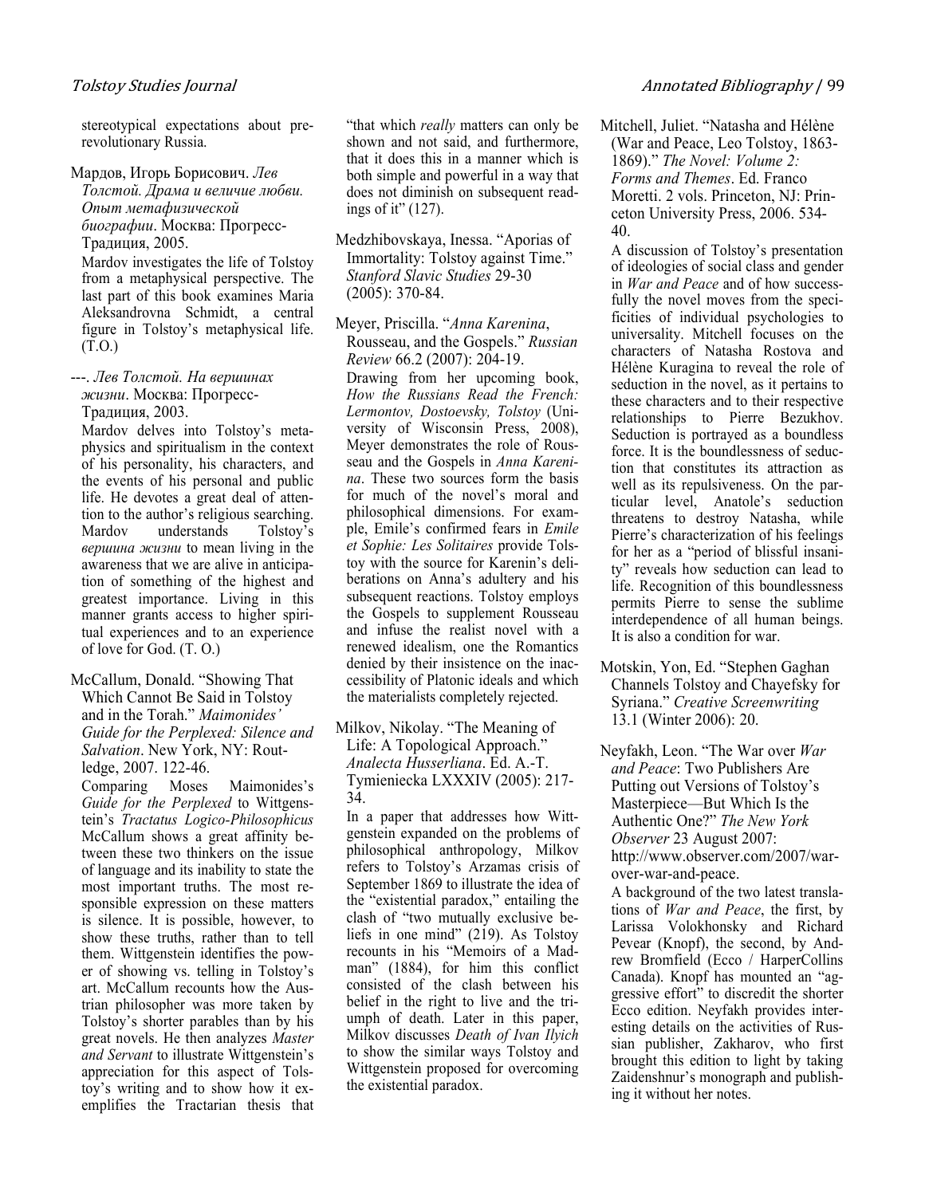stereotypical expectations about pre-revolutionary Russia.

Мардов, Игорь Борисович. *Лев Толстой. Драма и величие любви. Опыт метафизической биографии*. Москва: Прогресс-Традиция, 2005.

Mardov investigates the life of Tolstoy from a metaphysical perspective. The last part of this book examines Maria Aleksandrovna Schmidt, a central figure in Tolstoy's metaphysical life. (T.O.)

---. *Лев Толстой. На вершинах жизни*. Москва: Прогресс-Традиция, 2003.

Mardov delves into Tolstoy's metaphysics and spiritualism in the context of his personality, his characters, and the events of his personal and public life. He devotes a great deal of attention to the author's religious searching. Mardov understands Tolstoy's *вершина жизни* to mean living in the awareness that we are alive in anticipation of something of the highest and greatest importance. Living in this manner grants access to higher spiritual experiences and to an experience of love for God. (T. O.)

McCallum, Donald. "Showing That Which Cannot Be Said in Tolstoy and in the Torah." *Maimonides' Guide for the Perplexed: Silence and Salvation*. New York, NY: Routledge, 2007. 122-46.

Comparing Moses Maimonides's *Guide for the Perplexed* to Wittgenstein's *Tractatus Logico-Philosophicus* McCallum shows a great affinity between these two thinkers on the issue of language and its inability to state the most important truths. The most responsible expression on these matters is silence. It is possible, however, to show these truths, rather than to tell them. Wittgenstein identifies the power of showing vs. telling in Tolstoy's art. McCallum recounts how the Austrian philosopher was more taken by Tolstoy's shorter parables than by his great novels. He then analyzes *Master and Servant* to illustrate Wittgenstein's appreciation for this aspect of Tolstoy's writing and to show how it exemplifies the Tractarian thesis that "that which *really* matters can only be shown and not said, and furthermore, that it does this in a manner which is both simple and powerful in a way that does not diminish on subsequent readings of it" (127).

Medzhibovskaya, Inessa. "Aporias of Immortality: Tolstoy against Time." *Stanford Slavic Studies* 29-30 (2005): 370-84.

Meyer, Priscilla. "*Anna Karenina*, Rousseau, and the Gospels." *Russian Review* 66.2 (2007): 204-19.

Drawing from her upcoming book, *How the Russians Read the French: Lermontov, Dostoevsky, Tolstoy* (University of Wisconsin Press, 2008), Meyer demonstrates the role of Rousseau and the Gospels in *Anna Karenina*. These two sources form the basis for much of the novel's moral and philosophical dimensions. For example, Emile's confirmed fears in *Emile et Sophie: Les Solitaires* provide Tolstoy with the source for Karenin's deliberations on Anna's adultery and his subsequent reactions. Tolstoy employs the Gospels to supplement Rousseau and infuse the realist novel with a renewed idealism, one the Romantics denied by their insistence on the inaccessibility of Platonic ideals and which the materialists completely rejected.

Milkov, Nikolay. "The Meaning of Life: A Topological Approach." *Analecta Husserliana*. Ed. A.-T. Tymieniecka LXXXIV (2005): 217-34.

In a paper that addresses how Wittgenstein expanded on the problems of philosophical anthropology, Milkov refers to Tolstoy's Arzamas crisis of September 1869 to illustrate the idea of the "existential paradox," entailing the clash of "two mutually exclusive beliefs in one mind" (219). As Tolstoy recounts in his "Memoirs of a Madman" (1884), for him this conflict consisted of the clash between his belief in the right to live and the triumph of death. Later in this paper, Milkov discusses *Death of Ivan Ilyich* to show the similar ways Tolstoy and Wittgenstein proposed for overcoming the existential paradox.

Mitchell, Juliet. "Natasha and Hélène (War and Peace, Leo Tolstoy, 1863-1869)." *The Novel: Volume 2: Forms and Themes*. Ed. Franco Moretti. 2 vols. Princeton, NJ: Princeton University Press, 2006. 534-40.

A discussion of Tolstoy's presentation of ideologies of social class and gender in *War and Peace* and of how successfully the novel moves from the specificities of individual psychologies to universality. Mitchell focuses on the characters of Natasha Rostova and Hélène Kuragina to reveal the role of seduction in the novel, as it pertains to these characters and to their respective relationships to Pierre Bezukhov. Seduction is portrayed as a boundless force. It is the boundlessness of seduction that constitutes its attraction as well as its repulsiveness. On the particular level, Anatole's seduction threatens to destroy Natasha, while Pierre's characterization of his feelings for her as a "period of blissful insanity" reveals how seduction can lead to life. Recognition of this boundlessness permits Pierre to sense the sublime interdependence of all human beings. It is also a condition for war.

Motskin, Yon, Ed. "Stephen Gaghan Channels Tolstoy and Chayefsky for Syriana." *Creative Screenwriting* 13.1 (Winter 2006): 20.

Neyfakh, Leon. "The War over *War and Peace*: Two Publishers Are Putting out Versions of Tolstoy's Masterpiece—But Which Is the Authentic One?" *The New York Observer* 23 August 2007: http://www.observer.com/2007/war-over-war-and-peace.

A background of the two latest translations of *War and Peace*, the first, by Larissa Volokhonsky and Richard Pevear (Knopf), the second, by Andrew Bromfield (Ecco / HarperCollins Canada). Knopf has mounted an "aggressive effort" to discredit the shorter Ecco edition. Neyfakh provides interesting details on the activities of Russian publisher, Zakharov, who first brought this edition to light by taking Zaidenshnur's monograph and publishing it without her notes.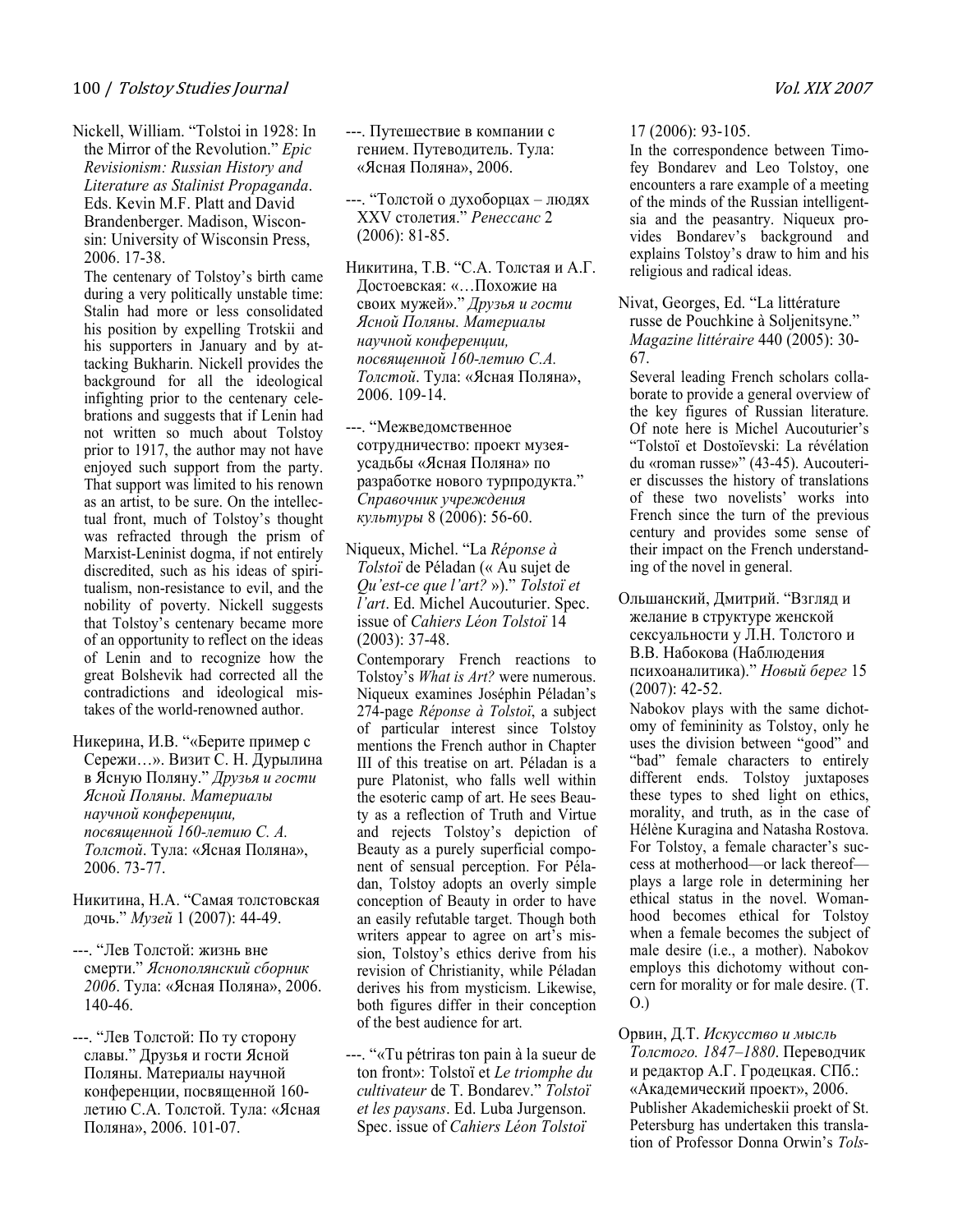Nickell, William. “Tolstoi in 1928: In the Mirror of the Revolution.” *Epic Revisionism: Russian History and Literature as Stalinist Propaganda*. Eds. Kevin M.F. Platt and David Brandenberger. Madison, Wisconsin: University of Wisconsin Press, 2006. 17-38.

The centenary of Tolstoy's birth came during a very politically unstable time: Stalin had more or less consolidated his position by expelling Trotskii and his supporters in January and by attacking Bukharin. Nickell provides the background for all the ideological infighting prior to the centenary celebrations and suggests that if Lenin had not written so much about Tolstoy prior to 1917, the author may not have enjoyed such support from the party. That support was limited to his renown as an artist, to be sure. On the intellectual front, much of Tolstoy's thought was refracted through the prism of Marxist-Leninist dogma, if not entirely discredited, such as his ideas of spiritualism, non-resistance to evil, and the nobility of poverty. Nickell suggests that Tolstoy's centenary became more of an opportunity to reflect on the ideas of Lenin and to recognize how the great Bolshevik had corrected all the contradictions and ideological mistakes of the world-renowned author.

Никерина, И.В. “«Берите пример с Сережи…». Визит С. Н. Дурылина в Ясную Поляну.” *Друзья и гости Ясной Поляны. Материалы научной конференции, посвященной 160-летию С. А. Толстой*. Тула: «Ясная Поляна», 2006. 73-77.

Никитина, Н.А. “Самая толстовская дочь.” *Музей* 1 (2007): 44-49.

---. “Лев Толстой: жизнь вне смерти.” *Яснополянский сборник 2006*. Тула: «Ясная Поляна», 2006. 140-46.

---. “Лев Толстой: По ту сторону славы.” Друзья и гости Ясной Поляны. Материалы научной конференции, посвященной 160-летию С.А. Толстой. Тула: «Ясная Поляна», 2006. 101-07.

---. Путешествие в компании с гением. Путеводитель. Тула: «Ясная Поляна», 2006.

---. “Толстой о духоборцах – людях XXV столетия.” *Ренессанс* 2 (2006): 81-85.

Никитина, Т.В. “С.А. Толстая и А.Г. Достоевская: «…Похожие на своих мужей».” *Друзья и гости Ясной Поляны. Материалы научной конференции, посвященной 160-летию С.А. Толстой*. Тула: «Ясная Поляна», 2006. 109-14.

---. “Межведомственное сотрудничество: проект музея-усадьбы «Ясная Поляна» по разработке нового турпродукта.” *Справочник учреждения культуры* 8 (2006): 56-60.

Niqueux, Michel. “La *Réponse à Tolstoï* de Péladan (« Au sujet de *Qu'est-ce que l'art?* »).” *Tolstoï et l'art*. Ed. Michel Aucouturier. Spec. issue of *Cahiers Léon Tolstoï* 14 (2003): 37-48.

Contemporary French reactions to Tolstoy's *What is Art?* were numerous. Niqueux examines Joséphin Péladan's 274-page *Réponse à Tolstoï*, a subject of particular interest since Tolstoy mentions the French author in Chapter III of this treatise on art. Péladan is a pure Platonist, who falls well within the esoteric camp of art. He sees Beauty as a reflection of Truth and Virtue and rejects Tolstoy's depiction of Beauty as a purely superficial component of sensual perception. For Péladan, Tolstoy adopts an overly simple conception of Beauty in order to have an easily refutable target. Though both writers appear to agree on art's mission, Tolstoy's ethics derive from his revision of Christianity, while Péladan derives his from mysticism. Likewise, both figures differ in their conception of the best audience for art.

---. “«Tu pétriras ton pain à la sueur de ton front»: Tolstoï et *Le triomphe du cultivateur* de T. Bondarev.” *Tolstoï et les paysans*. Ed. Luba Jurgenson. Spec. issue of *Cahiers Léon Tolstoï* 17 (2006): 93-105.

In the correspondence between Timofey Bondarev and Leo Tolstoy, one encounters a rare example of a meeting of the minds of the Russian intelligentsia and the peasantry. Niqueux provides Bondarev's background and explains Tolstoy's draw to him and his religious and radical ideas.

Nivat, Georges, Ed. “La littérature russe de Pouchkine à Soljenitsyne.” *Magazine littéraire* 440 (2005): 30-67.

Several leading French scholars collaborate to provide a general overview of the key figures of Russian literature. Of note here is Michel Aucouturier's “Tolstoï et Dostoïevski: La révélation du «roman russe»” (43-45). Aucouterier discusses the history of translations of these two novelists' works into French since the turn of the previous century and provides some sense of their impact on the French understanding of the novel in general.

Ольшанский, Дмитрий. “Взгляд и желание в структуре женской сексуальности у Л.Н. Толстого и В.В. Набокова (Наблюдения психоаналитика).” *Новый берег* 15 (2007): 42-52.

Nabokov plays with the same dichotomy of femininity as Tolstoy, only he uses the division between “good” and “bad” female characters to entirely different ends. Tolstoy juxtaposes these types to shed light on ethics, morality, and truth, as in the case of Hélène Kuragina and Natasha Rostova. For Tolstoy, a female character's success at motherhood—or lack thereof—plays a large role in determining her ethical status in the novel. Womanhood becomes ethical for Tolstoy when a female becomes the subject of male desire (i.e., a mother). Nabokov employs this dichotomy without concern for morality or for male desire. (T. O.)

Орвин, Д.Т. *Искусство и мысль Толстого. 1847–1880*. Переводчик и редактор А.Г. Гродецкая. СПб.: «Академический проект», 2006.

Publisher Akademicheskii proekt of St. Petersburg has undertaken this translation of Professor Donna Orwin's *Tols-*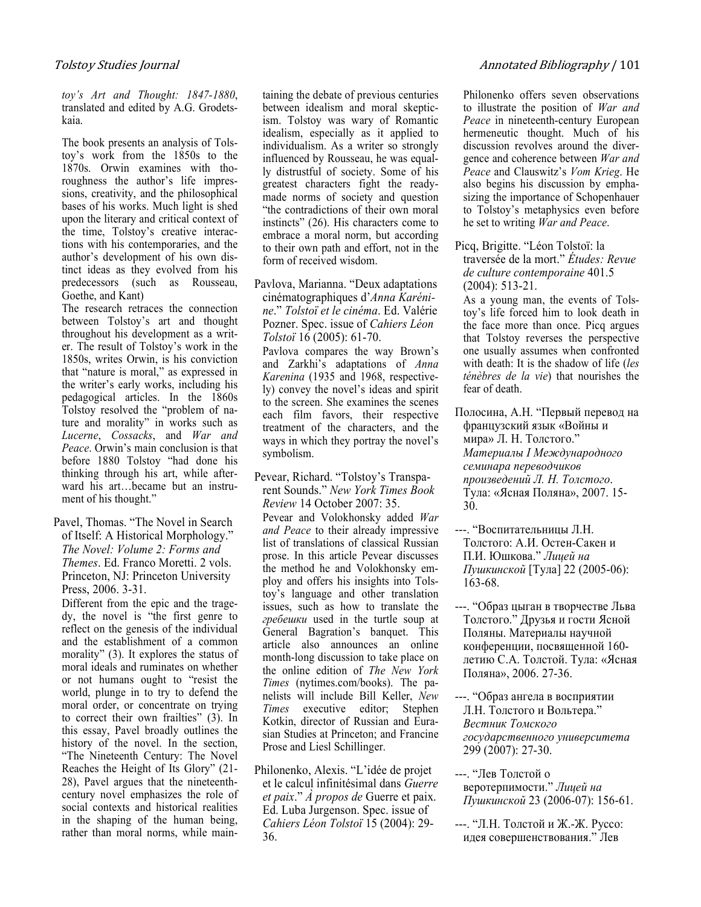*toy's Art and Thought: 1847-1880*, translated and edited by A.G. Grodetskaia.

The book presents an analysis of Tolstoy's work from the 1850s to the 1870s. Orwin examines with thoroughness the author's life impressions, creativity, and the philosophical bases of his works. Much light is shed upon the literary and critical context of the time, Tolstoy's creative interactions with his contemporaries, and the author's development of his own distinct ideas as they evolved from his predecessors (such as Rousseau, Goethe, and Kant)

The research retraces the connection between Tolstoy's art and thought throughout his development as a writer. The result of Tolstoy's work in the 1850s, writes Orwin, is his conviction that "nature is moral," as expressed in the writer's early works, including his pedagogical articles. In the 1860s Tolstoy resolved the "problem of nature and morality" in works such as *Lucerne*, *Cossacks*, and *War and Peace*. Orwin's main conclusion is that before 1880 Tolstoy "had done his thinking through his art, while afterward his art…became but an instrument of his thought."

Pavel, Thomas. "The Novel in Search of Itself: A Historical Morphology." *The Novel: Volume 2: Forms and Themes*. Ed. Franco Moretti. 2 vols. Princeton, NJ: Princeton University Press, 2006. 3-31.

Different from the epic and the tragedy, the novel is "the first genre to reflect on the genesis of the individual and the establishment of a common morality" (3). It explores the status of moral ideals and ruminates on whether or not humans ought to "resist the world, plunge in to try to defend the moral order, or concentrate on trying to correct their own frailties" (3). In this essay, Pavel broadly outlines the history of the novel. In the section, "The Nineteenth Century: The Novel Reaches the Height of Its Glory" (21-28), Pavel argues that the nineteenth-century novel emphasizes the role of social contexts and historical realities in the shaping of the human being, rather than moral norms, while maintaining the debate of previous centuries between idealism and moral skepticism. Tolstoy was wary of Romantic idealism, especially as it applied to individualism. As a writer so strongly influenced by Rousseau, he was equally distrustful of society. Some of his greatest characters fight the ready-made norms of society and question "the contradictions of their own moral instincts" (26). His characters come to embrace a moral norm, but according to their own path and effort, not in the form of received wisdom.

Pavlova, Marianna. "Deux adaptations cinématographiques d'*Anna Karénine*." *Tolstoï et le cinéma*. Ed. Valérie Pozner. Spec. issue of *Cahiers Léon Tolstoï* 16 (2005): 61-70.

Pavlova compares the way Brown's and Zarkhi's adaptations of *Anna Karenina* (1935 and 1968, respectively) convey the novel's ideas and spirit to the screen. She examines the scenes each film favors, their respective treatment of the characters, and the ways in which they portray the novel's symbolism.

Pevear, Richard. "Tolstoy's Transparent Sounds." *New York Times Book Review* 14 October 2007: 35.

Pevear and Volokhonsky added *War and Peace* to their already impressive list of translations of classical Russian prose. In this article Pevear discusses the method he and Volokhonsky employ and offers his insights into Tolstoy's language and other translation issues, such as how to translate the *гребешки* used in the turtle soup at General Bagration's banquet. This article also announces an online month-long discussion to take place on the online edition of *The New York Times* (nytimes.com/books). The panelists will include Bill Keller, *New Times* executive editor; Stephen Kotkin, director of Russian and Eurasian Studies at Princeton; and Francine Prose and Liesl Schillinger.

Philonenko, Alexis. "L'idée de projet et le calcul infinitésimal dans *Guerre et paix*." *À propos de* Guerre et paix. Ed. Luba Jurgenson. Spec. issue of *Cahiers Léon Tolstoï* 15 (2004): 29-36.

Philonenko offers seven observations to illustrate the position of *War and Peace* in nineteenth-century European hermeneutic thought. Much of his discussion revolves around the divergence and coherence between *War and Peace* and Clauswitz's *Vom Krieg*. He also begins his discussion by emphasizing the importance of Schopenhauer to Tolstoy's metaphysics even before he set to writing *War and Peace*.

Picq, Brigitte. "Léon Tolstoï: la traversée de la mort." *Études: Revue de culture contemporaine* 401.5 (2004): 513-21.

As a young man, the events of Tolstoy's life forced him to look death in the face more than once. Picq argues that Tolstoy reverses the perspective one usually assumes when confronted with death: It is the shadow of life (*les ténèbres de la vie*) that nourishes the fear of death.

Полосина, А.Н. "Первый перевод на французский язык «Войны и мира» Л. Н. Толстого." *Материалы I Международного семинара переводчиков произведений Л. Н. Толстого*. Тула: «Ясная Поляна», 2007. 15-30.

---. "Воспитательницы Л.Н. Толстого: А.И. Остен-Сакен и П.И. Юшкова." *Лицей на Пушкинской* [Тула] 22 (2005-06): 163-68.

---. "Образ цыган в творчестве Льва Толстого." Друзья и гости Ясной Поляны. Материалы научной конференции, посвященной 160-летию С.А. Толстой. Тула: «Ясная Поляна», 2006. 27-36.

---. "Образ ангела в восприятии Л.Н. Толстого и Вольтера." *Вестник Томского государственного университета* 299 (2007): 27-30.

---. "Лев Толстой о веротерпимости." *Лицей на Пушкинской* 23 (2006-07): 156-61.

---. "Л.Н. Толстой и Ж.-Ж. Руссо: идея совершенствования." Лев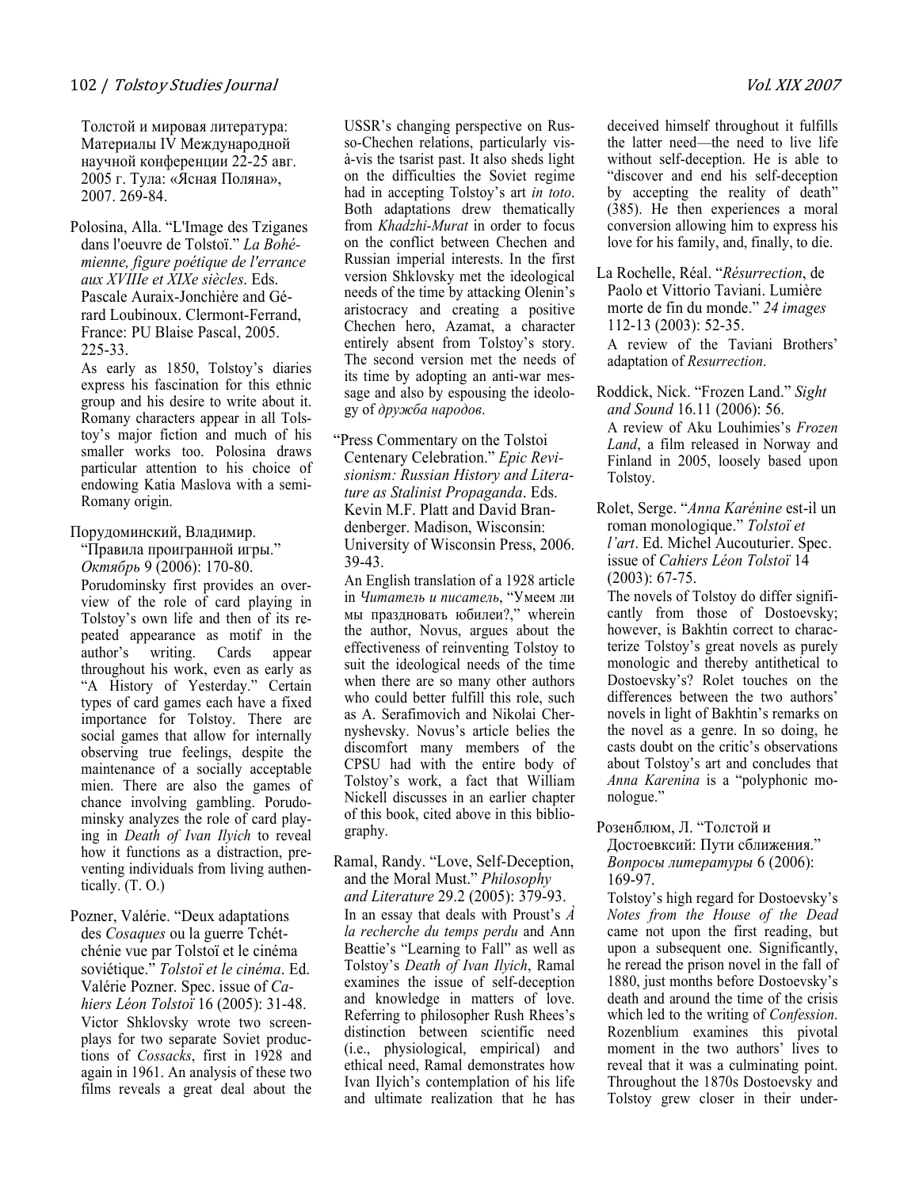Толстой и мировая литература: Материалы IV Международной научной конференции 22-25 авг. 2005 г. Тула: «Ясная Поляна», 2007. 269-84.

Polosina, Alla. "L'Image des Tziganes dans l'oeuvre de Tolstoï." *La Bohémienne, figure poétique de l'errance aux XVIIIe et XIXe siècles*. Eds. Pascale Auraix-Jonchière and Gérard Loubinoux. Clermont-Ferrand, France: PU Blaise Pascal, 2005. 225-33.

As early as 1850, Tolstoy's diaries express his fascination for this ethnic group and his desire to write about it. Romany characters appear in all Tolstoy's major fiction and much of his smaller works too. Polosina draws particular attention to his choice of endowing Katia Maslova with a semi-Romany origin.

Порудоминский, Владимир. "Правила проигранной игры." *Октябрь* 9 (2006): 170-80.

Porudominsky first provides an overview of the role of card playing in Tolstoy's own life and then of its repeated appearance as motif in the author's writing. Cards appear throughout his work, even as early as "A History of Yesterday." Certain types of card games each have a fixed importance for Tolstoy. There are social games that allow for internally observing true feelings, despite the maintenance of a socially acceptable mien. There are also the games of chance involving gambling. Porudominsky analyzes the role of card playing in *Death of Ivan Ilyich* to reveal how it functions as a distraction, preventing individuals from living authentically. (T. O.)

Pozner, Valérie. "Deux adaptations des *Cosaques* ou la guerre Tchétchénie vue par Tolstoï et le cinéma soviétique." *Tolstoï et le cinéma*. Ed. Valérie Pozner. Spec. issue of *Cahiers Léon Tolstoï* 16 (2005): 31-48.

Victor Shklovsky wrote two screenplays for two separate Soviet productions of *Cossacks*, first in 1928 and again in 1961. An analysis of these two films reveals a great deal about the USSR's changing perspective on Russo-Chechen relations, particularly vis-à-vis the tsarist past. It also sheds light on the difficulties the Soviet regime had in accepting Tolstoy's art *in toto*. Both adaptations drew thematically from *Khadzhi-Murat* in order to focus on the conflict between Chechen and Russian imperial interests. In the first version Shklovsky met the ideological needs of the time by attacking Olenin's aristocracy and creating a positive Chechen hero, Azamat, a character entirely absent from Tolstoy's story. The second version met the needs of its time by adopting an anti-war message and also by espousing the ideology of *дружба народов*.

"Press Commentary on the Tolstoi Centenary Celebration." *Epic Revisionism: Russian History and Literature as Stalinist Propaganda*. Eds. Kevin M.F. Platt and David Brandenberger. Madison, Wisconsin: University of Wisconsin Press, 2006. 39-43.

An English translation of a 1928 article in *Читатель и писатель*, "Умеем ли мы праздновать юбилеи?," wherein the author, Novus, argues about the effectiveness of reinventing Tolstoy to suit the ideological needs of the time when there are so many other authors who could better fulfill this role, such as A. Serafimovich and Nikolai Chernyshevsky. Novus's article belies the discomfort many members of the CPSU had with the entire body of Tolstoy's work, a fact that William Nickell discusses in an earlier chapter of this book, cited above in this bibliography.

Ramal, Randy. "Love, Self-Deception, and the Moral Must." *Philosophy and Literature* 29.2 (2005): 379-93.

In an essay that deals with Proust's *À la recherche du temps perdu* and Ann Beattie's "Learning to Fall" as well as Tolstoy's *Death of Ivan Ilyich*, Ramal examines the issue of self-deception and knowledge in matters of love. Referring to philosopher Rush Rhees's distinction between scientific need (i.e., physiological, empirical) and ethical need, Ramal demonstrates how Ivan Ilyich's contemplation of his life and ultimate realization that he has deceived himself throughout it fulfills the latter need—the need to live life without self-deception. He is able to "discover and end his self-deception by accepting the reality of death" (385). He then experiences a moral conversion allowing him to express his love for his family, and, finally, to die.

La Rochelle, Réal. "*Résurrection*, de Paolo et Vittorio Taviani. Lumière morte de fin du monde." *24 images* 112-13 (2003): 52-35.

A review of the Taviani Brothers' adaptation of *Resurrection*.

Roddick, Nick. "Frozen Land." *Sight and Sound* 16.11 (2006): 56.

A review of Aku Louhimies's *Frozen Land*, a film released in Norway and Finland in 2005, loosely based upon Tolstoy.

Rolet, Serge. "*Anna Karénine* est-il un roman monologique." *Tolstoï et l'art*. Ed. Michel Aucouturier. Spec. issue of *Cahiers Léon Tolstoï* 14 (2003): 67-75.

The novels of Tolstoy do differ significantly from those of Dostoevsky; however, is Bakhtin correct to characterize Tolstoy's great novels as purely monologic and thereby antithetical to Dostoevsky's? Rolet touches on the differences between the two authors' novels in light of Bakhtin's remarks on the novel as a genre. In so doing, he casts doubt on the critic's observations about Tolstoy's art and concludes that *Anna Karenina* is a "polyphonic monologue."

Розенблюм, Л. "Толстой и Достоевксий: Пути сближения." *Вопросы литературы* 6 (2006): 169-97.

Tolstoy's high regard for Dostoevsky's *Notes from the House of the Dead* came not upon the first reading, but upon a subsequent one. Significantly, he reread the prison novel in the fall of 1880, just months before Dostoevsky's death and around the time of the crisis which led to the writing of *Confession*. Rozenblium examines this pivotal moment in the two authors' lives to reveal that it was a culminating point. Throughout the 1870s Dostoevsky and Tolstoy grew closer in their under-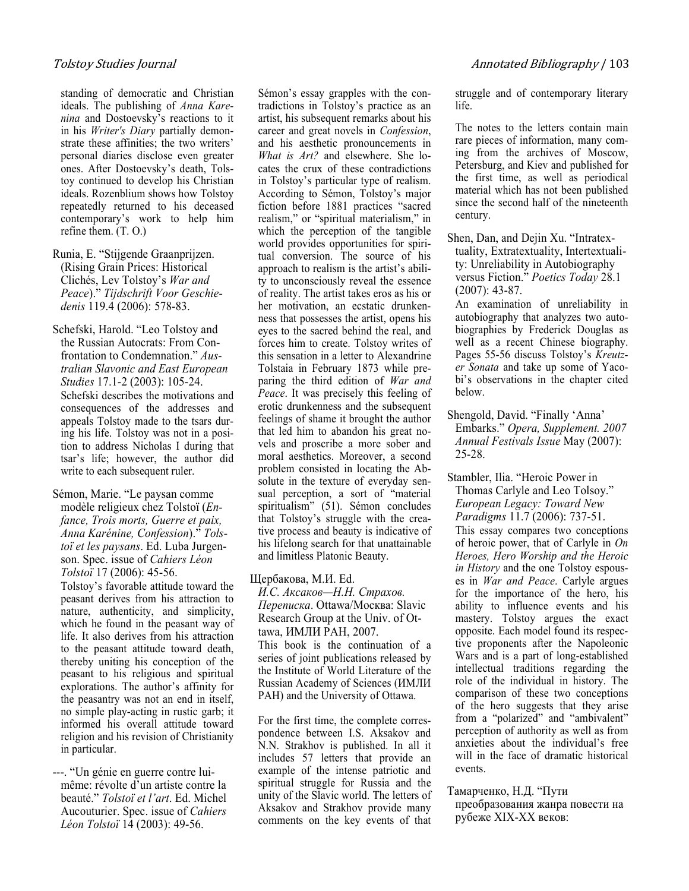standing of democratic and Christian ideals. The publishing of *Anna Karenina* and Dostoevsky's reactions to it in his *Writer's Diary* partially demonstrate these affinities; the two writers' personal diaries disclose even greater ones. After Dostoevsky's death, Tolstoy continued to develop his Christian ideals. Rozenblium shows how Tolstoy repeatedly returned to his deceased contemporary's work to help him refine them. (T. O.)

Runia, E. "Stijgende Graanprijzen. (Rising Grain Prices: Historical Clichés, Lev Tolstoy's *War and Peace*)." *Tijdschrift Voor Geschiedenis* 119.4 (2006): 578-83.

Schefski, Harold. "Leo Tolstoy and the Russian Autocrats: From Confrontation to Condemnation." *Australian Slavonic and East European Studies* 17.1-2 (2003): 105-24.
Schefski describes the motivations and consequences of the addresses and appeals Tolstoy made to the tsars during his life. Tolstoy was not in a position to address Nicholas I during that tsar's life; however, the author did write to each subsequent ruler.

Sémon, Marie. "Le paysan comme modèle religieux chez Tolstoï (*Enfance, Trois morts, Guerre et paix, Anna Karénine, Confession*)." *Tolstoï et les paysans*. Ed. Luba Jurgenson. Spec. issue of *Cahiers Léon Tolstoï* 17 (2006): 45-56.
Tolstoy's favorable attitude toward the peasant derives from his attraction to nature, authenticity, and simplicity, which he found in the peasant way of life. It also derives from his attraction to the peasant attitude toward death, thereby uniting his conception of the peasant to his religious and spiritual explorations. The author's affinity for the peasantry was not an end in itself, no simple play-acting in rustic garb; it informed his overall attitude toward religion and his revision of Christianity in particular.

---. "Un génie en guerre contre lui-même: révolte d'un artiste contre la beauté." *Tolstoï et l'art*. Ed. Michel Aucouturier. Spec. issue of *Cahiers Léon Tolstoï* 14 (2003): 49-56.
Sémon's essay grapples with the contradictions in Tolstoy's practice as an artist, his subsequent remarks about his career and great novels in *Confession*, and his aesthetic pronouncements in *What is Art?* and elsewhere. She locates the crux of these contradictions in Tolstoy's particular type of realism. According to Sémon, Tolstoy's major fiction before 1881 practices "sacred realism," or "spiritual materialism," in which the perception of the tangible world provides opportunities for spiritual conversion. The source of his approach to realism is the artist's ability to unconsciously reveal the essence of reality. The artist takes eros as his or her motivation, an ecstatic drunkenness that possesses the artist, opens his eyes to the sacred behind the real, and forces him to create. Tolstoy writes of this sensation in a letter to Alexandrine Tolstaia in February 1873 while preparing the third edition of *War and Peace*. It was precisely this feeling of erotic drunkenness and the subsequent feelings of shame it brought the author that led him to abandon his great novels and proscribe a more sober and moral aesthetics. Moreover, a second problem consisted in locating the Absolute in the texture of everyday sensual perception, a sort of "material spiritualism" (51). Sémon concludes that Tolstoy's struggle with the creative process and beauty is indicative of his lifelong search for that unattainable and limitless Platonic Beauty.

Щербакова, М.И. Ed. *И.С. Аксаков—Н.Н. Страхов. Переписка*. Ottawa/Москва: Slavic Research Group at the Univ. of Ottawa, ИМЛИ РАН, 2007.
This book is the continuation of a series of joint publications released by the Institute of World Literature of the Russian Academy of Sciences (ИМЛИ РАН) and the University of Ottawa.

For the first time, the complete correspondence between I.S. Aksakov and N.N. Strakhov is published. In all it includes 57 letters that provide an example of the intense patriotic and spiritual struggle for Russia and the unity of the Slavic world. The letters of Aksakov and Strakhov provide many comments on the key events of that struggle and of contemporary literary life.

The notes to the letters contain main rare pieces of information, many coming from the archives of Moscow, Petersburg, and Kiev and published for the first time, as well as periodical material which has not been published since the second half of the nineteenth century.

Shen, Dan, and Dejin Xu. "Intratextuality, Extratextuality, Intertextuality: Unreliability in Autobiography versus Fiction." *Poetics Today* 28.1 (2007): 43-87.
An examination of unreliability in autobiography that analyzes two autobiographies by Frederick Douglas as well as a recent Chinese biography. Pages 55-56 discuss Tolstoy's *Kreutzer Sonata* and take up some of Yacobi's observations in the chapter cited below.

Shengold, David. "Finally 'Anna' Embarks." *Opera, Supplement. 2007 Annual Festivals Issue* May (2007): 25-28.

Stambler, Ilia. "Heroic Power in Thomas Carlyle and Leo Tolsoy." *European Legacy: Toward New Paradigms* 11.7 (2006): 737-51.
This essay compares two conceptions of heroic power, that of Carlyle in *On Heroes, Hero Worship and the Heroic in History* and the one Tolstoy espouses in *War and Peace*. Carlyle argues for the importance of the hero, his ability to influence events and his mastery. Tolstoy argues the exact opposite. Each model found its respective proponents after the Napoleonic Wars and is a part of long-established intellectual traditions regarding the role of the individual in history. The comparison of these two conceptions of the hero suggests that they arise from a "polarized" and "ambivalent" perception of authority as well as from anxieties about the individual's free will in the face of dramatic historical events.

Тамарченко, Н.Д. "Пути преобразования жанра повести на рубеже XIX-XX веков: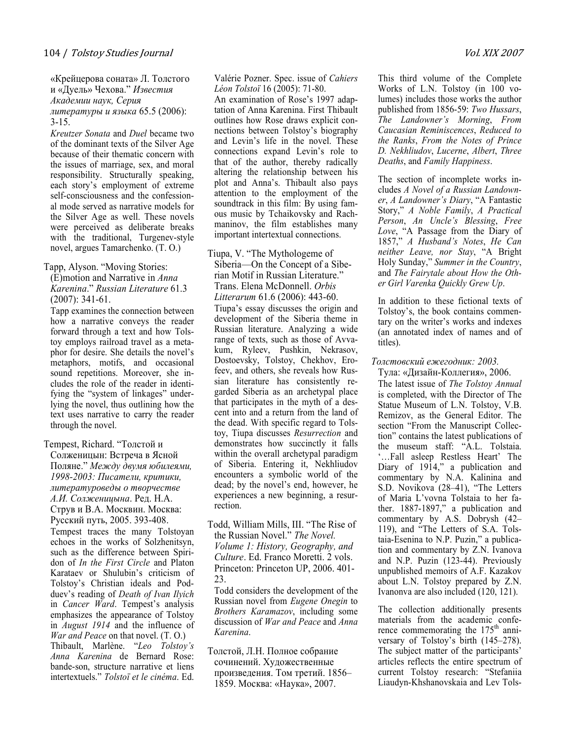«Крейцерова соната» Л. Толстого и «Дуель» Чехова." *Известия Академии наук, Серия литературы и языка* 65.5 (2006): 3-15.

*Kreutzer Sonata* and *Duel* became two of the dominant texts of the Silver Age because of their thematic concern with the issues of marriage, sex, and moral responsibility. Structurally speaking, each story's employment of extreme self-consciousness and the confessional mode served as narrative models for the Silver Age as well. These novels were perceived as deliberate breaks with the traditional, Turgenev-style novel, argues Tamarchenko. (T. O.)

Tapp, Alyson. "Moving Stories: (E)motion and Narrative in *Anna Karenina*." *Russian Literature* 61.3 (2007): 341-61.

Tapp examines the connection between how a narrative conveys the reader forward through a text and how Tolstoy employs railroad travel as a metaphor for desire. She details the novel's metaphors, motifs, and occasional sound repetitions. Moreover, she includes the role of the reader in identifying the "system of linkages" underlying the novel, thus outlining how the text uses narrative to carry the reader through the novel.

Tempest, Richard. "Толстой и Солженицын: Встреча в Ясной Поляне." *Между двумя юбилеями, 1998-2003: Писатели, критики, литературоведы о творчестве А.И. Солженицына*. Ред. Н.А. Струв и В.А. Москвин. Москва: Русский путь, 2005. 393-408.

Tempest traces the many Tolstoyan echoes in the works of Solzhenitsyn, such as the difference between Spiridon of *In the First Circle* and Platon Karataev or Shulubin's criticism of Tolstoy's Christian ideals and Podduev's reading of *Death of Ivan Ilyich* in *Cancer Ward*. Tempest's analysis emphasizes the appearance of Tolstoy in *August 1914* and the influence of *War and Peace* on that novel. (T. O.)

Thibault, Marlène. "*Leo Tolstoy's Anna Karenina* de Bernard Rose: bande-son, structure narrative et liens intertextuels." *Tolstoï et le cinéma*. Ed. Valérie Pozner. Spec. issue of *Cahiers Léon Tolstoï* 16 (2005): 71-80.

An examination of Rose's 1997 adaptation of Anna Karenina. First Thibault outlines how Rose draws explicit connections between Tolstoy's biography and Levin's life in the novel. These connections expand Levin's role to that of the author, thereby radically altering the relationship between his plot and Anna's. Thibault also pays attention to the employment of the soundtrack in this film: By using famous music by Tchaikovsky and Rachmaninov, the film establishes many important intertextual connections.

Tiupa, V. "The Mythologeme of Siberia—On the Concept of a Siberian Motif in Russian Literature." Trans. Elena McDonnell. *Orbis Litterarum* 61.6 (2006): 443-60.

Tiupa's essay discusses the origin and development of the Siberia theme in Russian literature. Analyzing a wide range of texts, such as those of Avvakum, Ryleev, Pushkin, Nekrasov, Dostoevsky, Tolstoy, Chekhov, Erofeev, and others, she reveals how Russian literature has consistently regarded Siberia as an archetypal place that participates in the myth of a descent into and a return from the land of the dead. With specific regard to Tolstoy, Tiupa discusses *Resurrection* and demonstrates how succinctly it falls within the overall archetypal paradigm of Siberia. Entering it, Nekhliudov encounters a symbolic world of the dead; by the novel's end, however, he experiences a new beginning, a resurrection.

Todd, William Mills, III. "The Rise of the Russian Novel." *The Novel. Volume 1: History, Geography, and Culture*. Ed. Franco Moretti. 2 vols. Princeton: Princeton UP, 2006. 401-23.

Todd considers the development of the Russian novel from *Eugene Onegin* to *Brothers Karamazov*, including some discussion of *War and Peace* and *Anna Karenina*.

Толстой, Л.Н. Полное собрание сочинений. Художественные произведения. Том третий. 1856–1859. Москва: «Наука», 2007.

This third volume of the Complete Works of L.N. Tolstoy (in 100 volumes) includes those works the author published from 1856-59: *Two Hussars*, *The Landowner's Morning*, *From Caucasian Reminiscences*, *Reduced to the Ranks*, *From the Notes of Prince D. Nekhliudov*, *Lucerne*, *Albert*, *Three Deaths*, and *Family Happiness*.

The section of incomplete works includes *A Novel of a Russian Landowner*, *A Landowner's Diary*, "A Fantastic Story," *A Noble Family*, *A Practical Person*, *An Uncle's Blessing*, *Free Love*, "A Passage from the Diary of 1857," *A Husband's Notes*, *He Can neither Leave, nor Stay*, "A Bright Holy Sunday," *Summer in the Country*, and *The Fairytale about How the Other Girl Varenka Quickly Grew Up*.

In addition to these fictional texts of Tolstoy's, the book contains commentary on the writer's works and indexes (an annotated index of names and of titles).

*Толстовский ежегодник: 2003.* Тула: «Дизайн-Коллегия», 2006.

The latest issue of *The Tolstoy Annual* is completed, with the Director of The Statue Museum of L.N. Tolstoy, V.B. Remizov, as the General Editor. The section "From the Manuscript Collection" contains the latest publications of the museum staff: "A.L. Tolstaia. '…Fall asleep Restless Heart' The Diary of 1914," a publication and commentary by N.A. Kalinina and S.D. Novikova (28–41), "The Letters of Maria L'vovna Tolstaia to her father. 1887-1897," a publication and commentary by A.S. Dobrysh (42–119), and "The Letters of S.A. Tolstaia-Esenina to N.P. Puzin," a publication and commentary by Z.N. Ivanova and N.P. Puzin (123-44). Previously unpublished memoirs of A.F. Kazakov about L.N. Tolstoy prepared by Z.N. Ivanonva are also included (120, 121).

The collection additionally presents materials from the academic conference commemorating the 175th anniversary of Tolstoy's birth (145–278). The subject matter of the participants' articles reflects the entire spectrum of current Tolstoy research: "Stefaniia Liaudyn-Khshanovskaia and Lev Tols-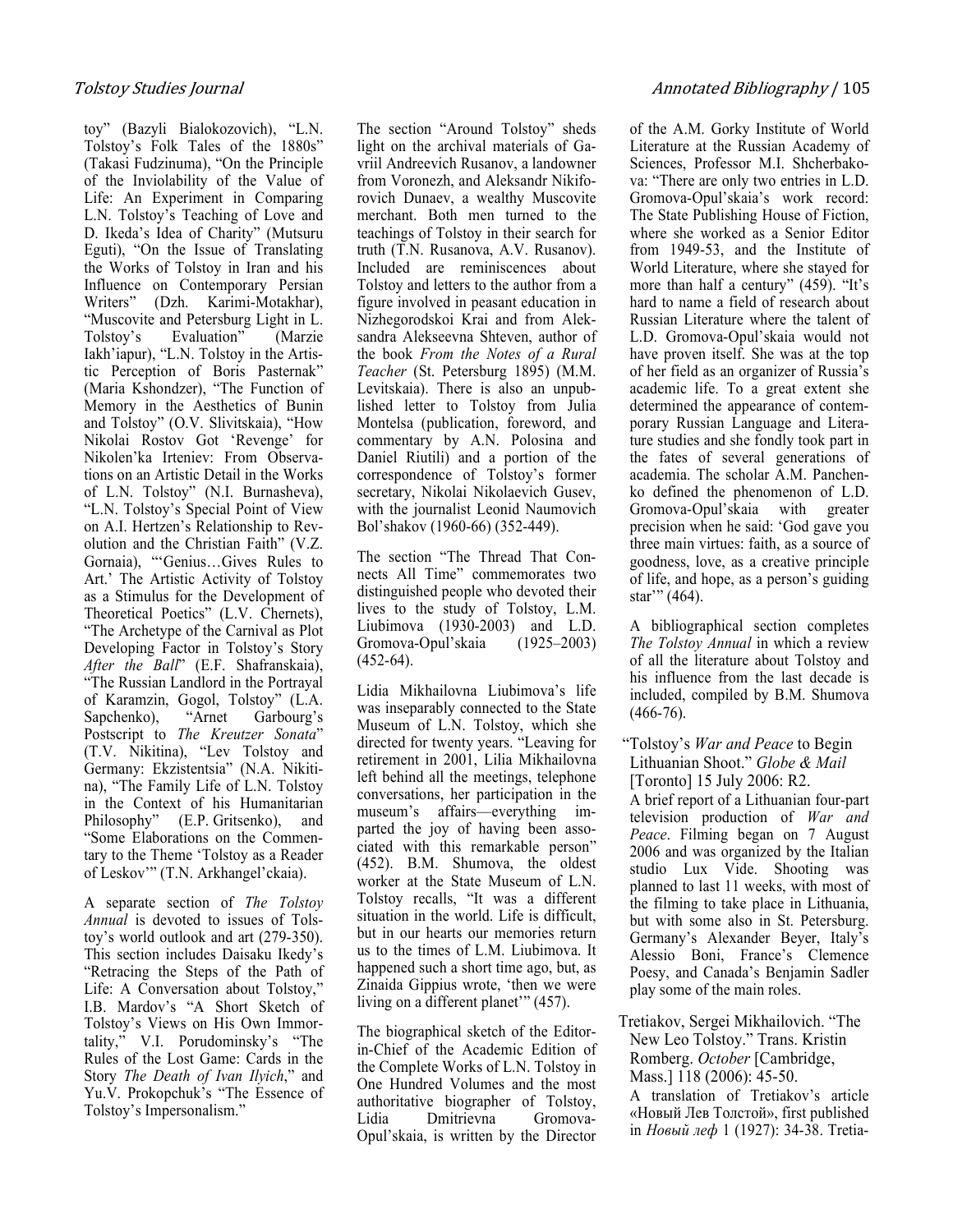toy" (Bazyli Bialokozovich), "L.N. Tolstoy's Folk Tales of the 1880s" (Takasi Fudzinuma), "On the Principle of the Inviolability of the Value of Life: An Experiment in Comparing L.N. Tolstoy's Teaching of Love and D. Ikeda's Idea of Charity" (Mutsuru Eguti), "On the Issue of Translating the Works of Tolstoy in Iran and his Influence on Contemporary Persian Writers" (Dzh. Karimi-Motakhar), "Muscovite and Petersburg Light in L. Tolstoy's Evaluation" (Marzie Iakh'iapur), "L.N. Tolstoy in the Artistic Perception of Boris Pasternak" (Maria Kshondzer), "The Function of Memory in the Aesthetics of Bunin and Tolstoy" (O.V. Slivitskaia), "How Nikolai Rostov Got 'Revenge' for Nikolen'ka Irteniev: From Observations on an Artistic Detail in the Works of L.N. Tolstoy" (N.I. Burnasheva), "L.N. Tolstoy's Special Point of View on A.I. Hertzen's Relationship to Revolution and the Christian Faith" (V.Z. Gornaia), "'Genius…Gives Rules to Art.' The Artistic Activity of Tolstoy as a Stimulus for the Development of Theoretical Poetics" (L.V. Chernets), "The Archetype of the Carnival as Plot Developing Factor in Tolstoy's Story *After the Ball*" (E.F. Shafranskaia), "The Russian Landlord in the Portrayal of Karamzin, Gogol, Tolstoy" (L.A. Sapchenko), "Arnet Garbourg's Postscript to *The Kreutzer Sonata*" (T.V. Nikitina), "Lev Tolstoy and Germany: Ekzistentsia" (N.A. Nikitina), "The Family Life of L.N. Tolstoy in the Context of his Humanitarian Philosophy" (E.P. Gritsenko), and "Some Elaborations on the Commentary to the Theme 'Tolstoy as a Reader of Leskov'" (T.N. Arkhangel'ckaia).

A separate section of *The Tolstoy Annual* is devoted to issues of Tolstoy's world outlook and art (279-350). This section includes Daisaku Ikedy's "Retracing the Steps of the Path of Life: A Conversation about Tolstoy," I.B. Mardov's "A Short Sketch of Tolstoy's Views on His Own Immortality," V.I. Porudominsky's "The Rules of the Lost Game: Cards in the Story *The Death of Ivan Ilyich*," and Yu.V. Prokopchuk's "The Essence of Tolstoy's Impersonalism."

The section "Around Tolstoy" sheds light on the archival materials of Gavriil Andreevich Rusanov, a landowner from Voronezh, and Aleksandr Nikiforovich Dunaev, a wealthy Muscovite merchant. Both men turned to the teachings of Tolstoy in their search for truth (T.N. Rusanova, A.V. Rusanov). Included are reminiscences about Tolstoy and letters to the author from a figure involved in peasant education in Nizhegorodskoi Krai and from Aleksandra Alekseevna Shteven, author of the book *From the Notes of a Rural Teacher* (St. Petersburg 1895) (M.M. Levitskaia). There is also an unpublished letter to Tolstoy from Julia Montelsa (publication, foreword, and commentary by A.N. Polosina and Daniel Riutili) and a portion of the correspondence of Tolstoy's former secretary, Nikolai Nikolaevich Gusev, with the journalist Leonid Naumovich Bol'shakov (1960-66) (352-449).

The section "The Thread That Connects All Time" commemorates two distinguished people who devoted their lives to the study of Tolstoy, L.M. Liubimova (1930-2003) and L.D. Gromova-Opul'skaia (1925–2003) (452-64).

Lidia Mikhailovna Liubimova's life was inseparably connected to the State Museum of L.N. Tolstoy, which she directed for twenty years. "Leaving for retirement in 2001, Lilia Mikhailovna left behind all the meetings, telephone conversations, her participation in the museum's affairs—everything imparted the joy of having been associated with this remarkable person" (452). B.M. Shumova, the oldest worker at the State Museum of L.N. Tolstoy recalls, "It was a different situation in the world. Life is difficult, but in our hearts our memories return us to the times of L.M. Liubimova. It happened such a short time ago, but, as Zinaida Gippius wrote, 'then we were living on a different planet'" (457).

The biographical sketch of the Editor-in-Chief of the Academic Edition of the Complete Works of L.N. Tolstoy in One Hundred Volumes and the most authoritative biographer of Tolstoy, Lidia Dmitrievna Gromova-Opul'skaia, is written by the Director of the A.M. Gorky Institute of World Literature at the Russian Academy of Sciences, Professor M.I. Shcherbakova: "There are only two entries in L.D. Gromova-Opul'skaia's work record: The State Publishing House of Fiction, where she worked as a Senior Editor from 1949-53, and the Institute of World Literature, where she stayed for more than half a century" (459). "It's hard to name a field of research about Russian Literature where the talent of L.D. Gromova-Opul'skaia would not have proven itself. She was at the top of her field as an organizer of Russia's academic life. To a great extent she determined the appearance of contemporary Russian Language and Literature studies and she fondly took part in the fates of several generations of academia. The scholar A.M. Panchenko defined the phenomenon of L.D. Gromova-Opul'skaia with greater precision when he said: 'God gave you three main virtues: faith, as a source of goodness, love, as a creative principle of life, and hope, as a person's guiding star'" (464).

A bibliographical section completes *The Tolstoy Annual* in which a review of all the literature about Tolstoy and his influence from the last decade is included, compiled by B.M. Shumova (466-76).

"Tolstoy's *War and Peace* to Begin Lithuanian Shoot." *Globe & Mail* [Toronto] 15 July 2006: R2.
A brief report of a Lithuanian four-part television production of *War and Peace*. Filming began on 7 August 2006 and was organized by the Italian studio Lux Vide. Shooting was planned to last 11 weeks, with most of the filming to take place in Lithuania, but with some also in St. Petersburg. Germany's Alexander Beyer, Italy's Alessio Boni, France's Clemence Poesy, and Canada's Benjamin Sadler play some of the main roles.

Tretiakov, Sergei Mikhailovich. "The New Leo Tolstoy." Trans. Kristin Romberg. *October* [Cambridge, Mass.] 118 (2006): 45-50.
A translation of Tretiakov's article «Новый Лев Толстой», first published in *Новый леф* 1 (1927): 34-38. Tretia-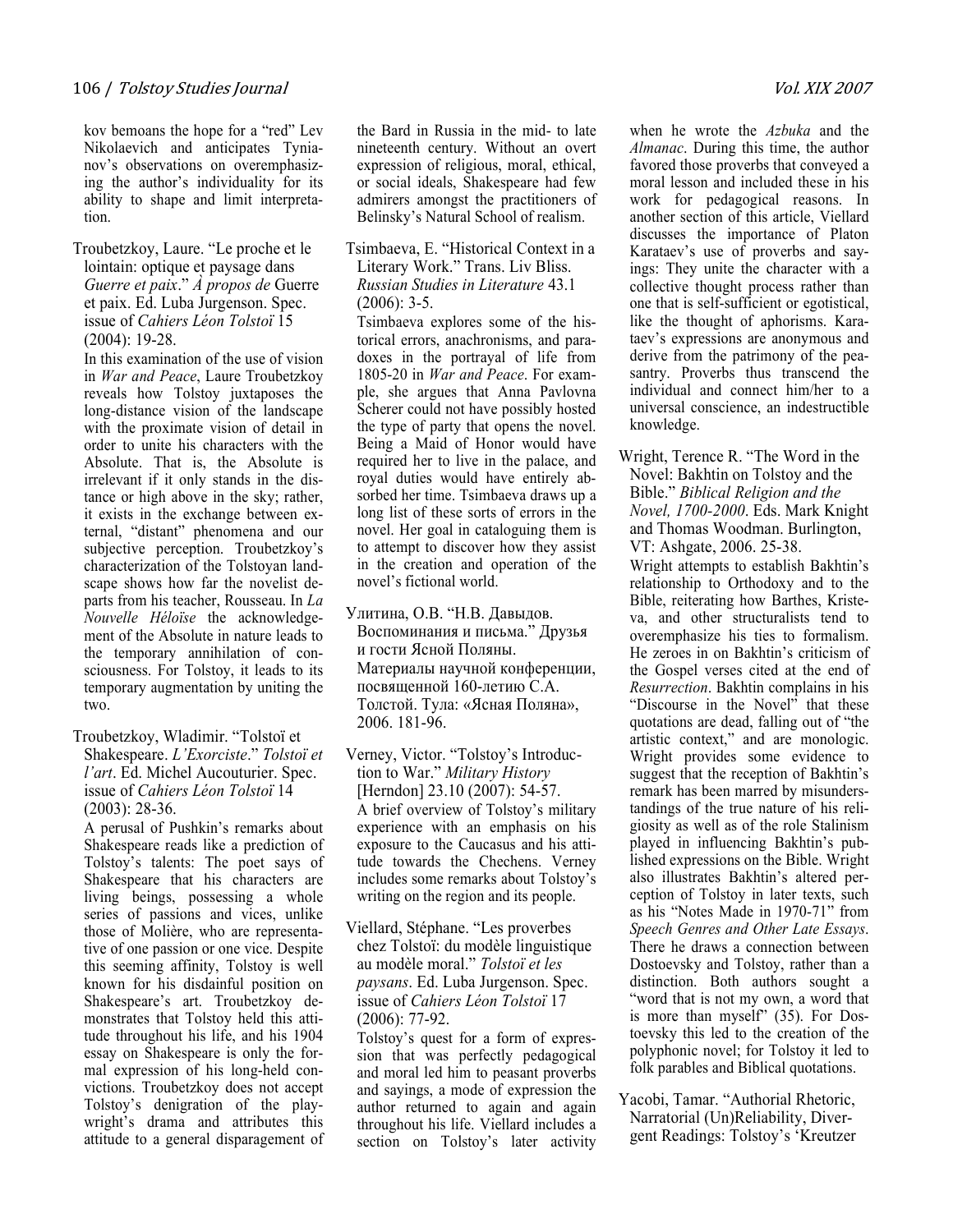kov bemoans the hope for a "red" Lev Nikolaevich and anticipates Tynianov's observations on overemphasizing the author's individuality for its ability to shape and limit interpretation.

Troubetzkoy, Laure. "Le proche et le lointain: optique et paysage dans *Guerre et paix*." *À propos de* Guerre et paix. Ed. Luba Jurgenson. Spec. issue of *Cahiers Léon Tolstoï* 15 (2004): 19-28.

In this examination of the use of vision in *War and Peace*, Laure Troubetzkoy reveals how Tolstoy juxtaposes the long-distance vision of the landscape with the proximate vision of detail in order to unite his characters with the Absolute. That is, the Absolute is irrelevant if it only stands in the distance or high above in the sky; rather, it exists in the exchange between external, "distant" phenomena and our subjective perception. Troubetzkoy's characterization of the Tolstoyan landscape shows how far the novelist departs from his teacher, Rousseau. In *La Nouvelle Héloïse* the acknowledgement of the Absolute in nature leads to the temporary annihilation of consciousness. For Tolstoy, it leads to its temporary augmentation by uniting the two.

Troubetzkoy, Wladimir. "Tolstoï et Shakespeare. *L'Exorciste*." *Tolstoï et l'art*. Ed. Michel Aucouturier. Spec. issue of *Cahiers Léon Tolstoï* 14 (2003): 28-36.

A perusal of Pushkin's remarks about Shakespeare reads like a prediction of Tolstoy's talents: The poet says of Shakespeare that his characters are living beings, possessing a whole series of passions and vices, unlike those of Molière, who are representative of one passion or one vice. Despite this seeming affinity, Tolstoy is well known for his disdainful position on Shakespeare's art. Troubetzkoy demonstrates that Tolstoy held this attitude throughout his life, and his 1904 essay on Shakespeare is only the formal expression of his long-held convictions. Troubetzkoy does not accept Tolstoy's denigration of the playwright's drama and attributes this attitude to a general disparagement of the Bard in Russia in the mid- to late nineteenth century. Without an overt expression of religious, moral, ethical, or social ideals, Shakespeare had few admirers amongst the practitioners of Belinsky's Natural School of realism.

Tsimbaeva, E. "Historical Context in a Literary Work." Trans. Liv Bliss. *Russian Studies in Literature* 43.1 (2006): 3-5.

Tsimbaeva explores some of the historical errors, anachronisms, and paradoxes in the portrayal of life from 1805-20 in *War and Peace*. For example, she argues that Anna Pavlovna Scherer could not have possibly hosted the type of party that opens the novel. Being a Maid of Honor would have required her to live in the palace, and royal duties would have entirely absorbed her time. Tsimbaeva draws up a long list of these sorts of errors in the novel. Her goal in cataloguing them is to attempt to discover how they assist in the creation and operation of the novel's fictional world.

Улитина, О.В. "Н.В. Давыдов. Воспоминания и письма." Друзья и гости Ясной Поляны. Материалы научной конференции, посвященной 160-летию С.А. Толстой. Тула: «Ясная Поляна», 2006. 181-96.

Verney, Victor. "Tolstoy's Introduction to War." *Military History* [Herndon] 23.10 (2007): 54-57.

A brief overview of Tolstoy's military experience with an emphasis on his exposure to the Caucasus and his attitude towards the Chechens. Verney includes some remarks about Tolstoy's writing on the region and its people.

Viellard, Stéphane. "Les proverbes chez Tolstoï: du modèle linguistique au modèle moral." *Tolstoï et les paysans*. Ed. Luba Jurgenson. Spec. issue of *Cahiers Léon Tolstoï* 17 (2006): 77-92.

Tolstoy's quest for a form of expression that was perfectly pedagogical and moral led him to peasant proverbs and sayings, a mode of expression the author returned to again and again throughout his life. Viellard includes a section on Tolstoy's later activity when he wrote the *Azbuka* and the *Almanac*. During this time, the author favored those proverbs that conveyed a moral lesson and included these in his work for pedagogical reasons. In another section of this article, Viellard discusses the importance of Platon Karataev's use of proverbs and sayings: They unite the character with a collective thought process rather than one that is self-sufficient or egotistical, like the thought of aphorisms. Karataev's expressions are anonymous and derive from the patrimony of the peasantry. Proverbs thus transcend the individual and connect him/her to a universal conscience, an indestructible knowledge.

Wright, Terence R. "The Word in the Novel: Bakhtin on Tolstoy and the Bible." *Biblical Religion and the Novel, 1700-2000*. Eds. Mark Knight and Thomas Woodman. Burlington, VT: Ashgate, 2006. 25-38.

Wright attempts to establish Bakhtin's relationship to Orthodoxy and to the Bible, reiterating how Barthes, Kristeva, and other structuralists tend to overemphasize his ties to formalism. He zeroes in on Bakhtin's criticism of the Gospel verses cited at the end of *Resurrection*. Bakhtin complains in his "Discourse in the Novel" that these quotations are dead, falling out of "the artistic context," and are monologic. Wright provides some evidence to suggest that the reception of Bakhtin's remark has been marred by misunderstandings of the true nature of his religiosity as well as of the role Stalinism played in influencing Bakhtin's published expressions on the Bible. Wright also illustrates Bakhtin's altered perception of Tolstoy in later texts, such as his "Notes Made in 1970-71" from *Speech Genres and Other Late Essays*. There he draws a connection between Dostoevsky and Tolstoy, rather than a distinction. Both authors sought a "word that is not my own, a word that is more than myself" (35). For Dostoevsky this led to the creation of the polyphonic novel; for Tolstoy it led to folk parables and Biblical quotations.

Yacobi, Tamar. "Authorial Rhetoric, Narratorial (Un)Reliability, Divergent Readings: Tolstoy's 'Kreutzer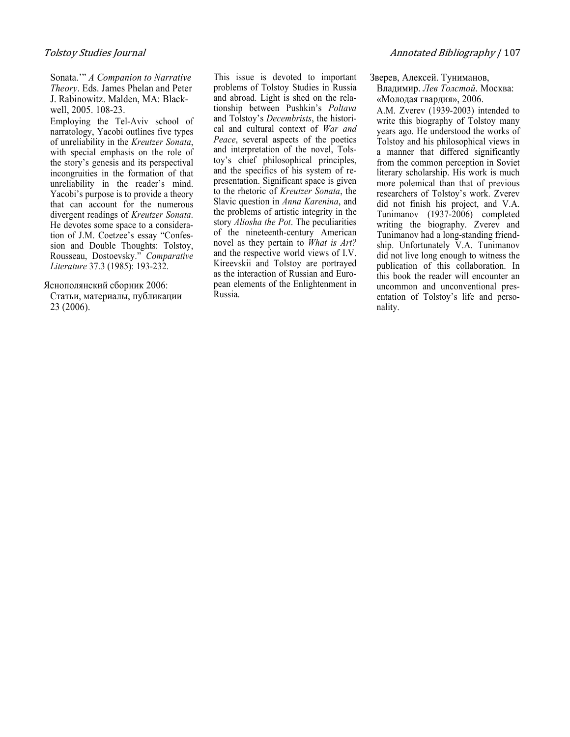Sonata.'" *A Companion to Narrative Theory*. Eds. James Phelan and Peter J. Rabinowitz. Malden, MA: Blackwell, 2005. 108-23.

Employing the Tel-Aviv school of narratology, Yacobi outlines five types of unreliability in the *Kreutzer Sonata*, with special emphasis on the role of the story's genesis and its perspectival incongruities in the formation of that unreliability in the reader's mind. Yacobi's purpose is to provide a theory that can account for the numerous divergent readings of *Kreutzer Sonata*. He devotes some space to a consideration of J.M. Coetzee's essay "Confession and Double Thoughts: Tolstoy, Rousseau, Dostoevsky." *Comparative Literature* 37.3 (1985): 193-232.

Яснополянский сборник 2006: Статьи, материалы, публикации 23 (2006).

This issue is devoted to important problems of Tolstoy Studies in Russia and abroad. Light is shed on the relationship between Pushkin's *Poltava* and Tolstoy's *Decembrists*, the historical and cultural context of *War and Peace*, several aspects of the poetics and interpretation of the novel, Tolstoy's chief philosophical principles, and the specifics of his system of representation. Significant space is given to the rhetoric of *Kreutzer Sonata*, the Slavic question in *Anna Karenina*, and the problems of artistic integrity in the story *Aliosha the Pot*. The peculiarities of the nineteenth-century American novel as they pertain to *What is Art?* and the respective world views of I.V. Kireevskii and Tolstoy are portrayed as the interaction of Russian and European elements of the Enlightenment in Russia.

Зверев, Алексей. Туниманов, Владимир. *Лев Толстой*. Москва: «Молодая гвардия», 2006.

A.M. Zverev (1939-2003) intended to write this biography of Tolstoy many years ago. He understood the works of Tolstoy and his philosophical views in a manner that differed significantly from the common perception in Soviet literary scholarship. His work is much more polemical than that of previous researchers of Tolstoy's work. Zverev did not finish his project, and V.A. Tunimanov (1937-2006) completed writing the biography. Zverev and Tunimanov had a long-standing friendship. Unfortunately V.A. Tunimanov did not live long enough to witness the publication of this collaboration. In this book the reader will encounter an uncommon and unconventional presentation of Tolstoy's life and personality.